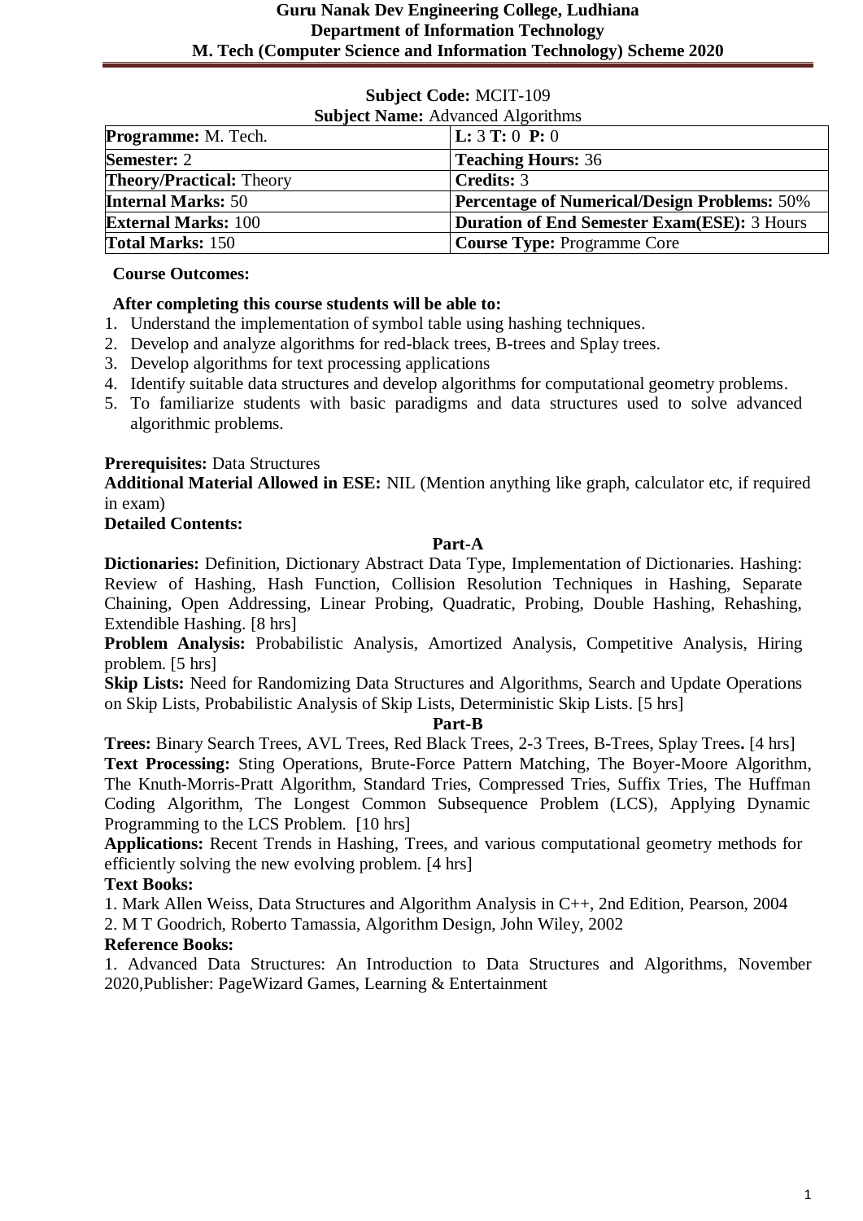# Guru Nanak Dev Engineering College, Ludhiana
## Department of Information Technology
## M. Tech (Computer Science and Information Technology) Scheme 2020

**Subject Code:** MCIT-109

**Subject Name:** Advanced Algorithms

| **Programme:** M. Tech. | **L:** 3 **T:** 0 **P:** 0 |
|---|---|
| **Semester:** 2 | **Teaching Hours:** 36 |
| **Theory/Practical:** Theory | **Credits:** 3 |
| **Internal Marks:** 50 | **Percentage of Numerical/Design Problems:** 50% |
| **External Marks:** 100 | **Duration of End Semester Exam(ESE):** 3 Hours |
| **Total Marks:** 150 | **Course Type:** Programme Core |

**Course Outcomes:**

**After completing this course students will be able to:**

1. Understand the implementation of symbol table using hashing techniques.
2. Develop and analyze algorithms for red-black trees, B-trees and Splay trees.
3. Develop algorithms for text processing applications
4. Identify suitable data structures and develop algorithms for computational geometry problems.
5. To familiarize students with basic paradigms and data structures used to solve advanced algorithmic problems.

**Prerequisites:** Data Structures

**Additional Material Allowed in ESE:** NIL (Mention anything like graph, calculator etc, if required in exam)

**Detailed Contents:**

**Part-A**

**Dictionaries:** Definition, Dictionary Abstract Data Type, Implementation of Dictionaries. Hashing: Review of Hashing, Hash Function, Collision Resolution Techniques in Hashing, Separate Chaining, Open Addressing, Linear Probing, Quadratic, Probing, Double Hashing, Rehashing, Extendible Hashing. [8 hrs]

**Problem Analysis:** Probabilistic Analysis, Amortized Analysis, Competitive Analysis, Hiring problem. [5 hrs]

**Skip Lists:** Need for Randomizing Data Structures and Algorithms, Search and Update Operations on Skip Lists, Probabilistic Analysis of Skip Lists, Deterministic Skip Lists. [5 hrs]

**Part-B**

**Trees:** Binary Search Trees, AVL Trees, Red Black Trees, 2-3 Trees, B-Trees, Splay Trees**.** [4 hrs]

**Text Processing:** Sting Operations, Brute-Force Pattern Matching, The Boyer-Moore Algorithm, The Knuth-Morris-Pratt Algorithm, Standard Tries, Compressed Tries, Suffix Tries, The Huffman Coding Algorithm, The Longest Common Subsequence Problem (LCS), Applying Dynamic Programming to the LCS Problem. [10 hrs]

**Applications:** Recent Trends in Hashing, Trees, and various computational geometry methods for efficiently solving the new evolving problem. [4 hrs]

**Text Books:**

1. Mark Allen Weiss, Data Structures and Algorithm Analysis in C++, 2nd Edition, Pearson, 2004
2. M T Goodrich, Roberto Tamassia, Algorithm Design, John Wiley, 2002

**Reference Books:**

1. Advanced Data Structures: An Introduction to Data Structures and Algorithms, November 2020,Publisher: PageWizard Games, Learning & Entertainment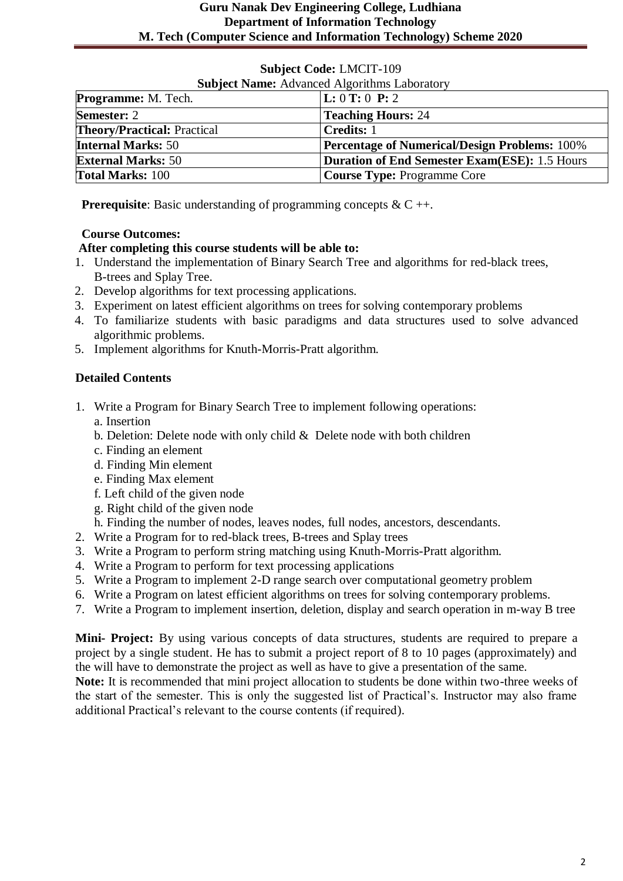**Subject Code:** LMCIT-109

**Subject Name:** Advanced Algorithms Laboratory

| **Programme:** M. Tech. | **L:** 0 **T:** 0 **P:** 2 |
|---|---|
| **Semester:** 2 | **Teaching Hours:** 24 |
| **Theory/Practical:** Practical | **Credits:** 1 |
| **Internal Marks:** 50 | **Percentage of Numerical/Design Problems:** 100% |
| **External Marks:** 50 | **Duration of End Semester Exam(ESE):** 1.5 Hours |
| **Total Marks:** 100 | **Course Type:** Programme Core |

**Prerequisite**: Basic understanding of programming concepts & C ++.

**Course Outcomes:**

**After completing this course students will be able to:**

1. Understand the implementation of Binary Search Tree and algorithms for red-black trees, B-trees and Splay Tree.
2. Develop algorithms for text processing applications.
3. Experiment on latest efficient algorithms on trees for solving contemporary problems
4. To familiarize students with basic paradigms and data structures used to solve advanced algorithmic problems.
5. Implement algorithms for Knuth-Morris-Pratt algorithm.

**Detailed Contents**

1. Write a Program for Binary Search Tree to implement following operations:
   a. Insertion
   b. Deletion: Delete node with only child & Delete node with both children
   c. Finding an element
   d. Finding Min element
   e. Finding Max element
   f. Left child of the given node
   g. Right child of the given node
   h. Finding the number of nodes, leaves nodes, full nodes, ancestors, descendants.
2. Write a Program for to red-black trees, B-trees and Splay trees
3. Write a Program to perform string matching using Knuth-Morris-Pratt algorithm.
4. Write a Program to perform for text processing applications
5. Write a Program to implement 2-D range search over computational geometry problem
6. Write a Program on latest efficient algorithms on trees for solving contemporary problems.
7. Write a Program to implement insertion, deletion, display and search operation in m-way B tree

**Mini- Project:** By using various concepts of data structures, students are required to prepare a project by a single student. He has to submit a project report of 8 to 10 pages (approximately) and the will have to demonstrate the project as well as have to give a presentation of the same.

**Note:** It is recommended that mini project allocation to students be done within two-three weeks of the start of the semester. This is only the suggested list of Practical's. Instructor may also frame additional Practical's relevant to the course contents (if required).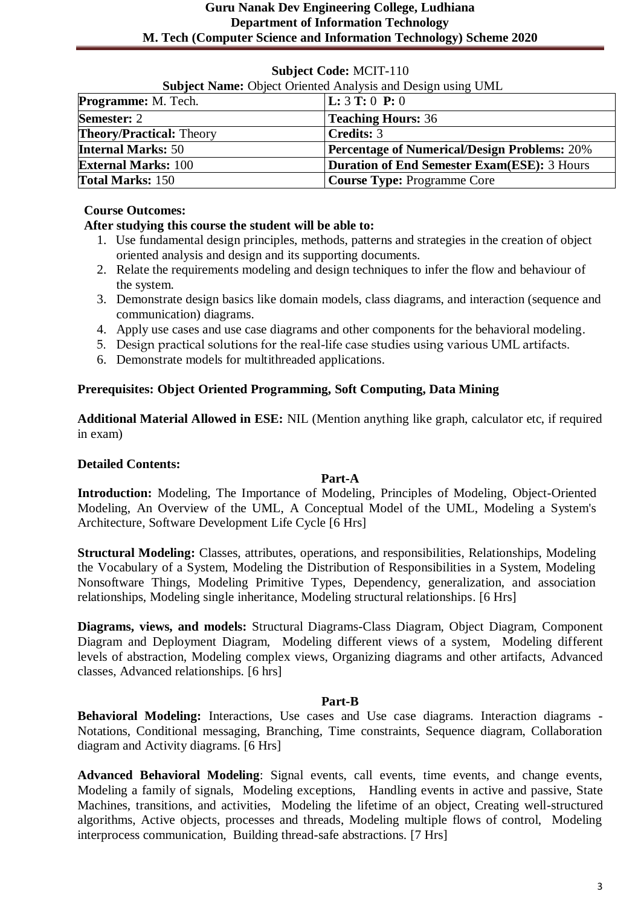**Subject Code:** MCIT-110

**Subject Name:** Object Oriented Analysis and Design using UML

| **Programme:** M. Tech. | **L:** 3 **T:** 0 **P:** 0 |
|---|---|
| **Semester:** 2 | **Teaching Hours:** 36 |
| **Theory/Practical:** Theory | **Credits:** 3 |
| **Internal Marks:** 50 | **Percentage of Numerical/Design Problems:** 20% |
| **External Marks:** 100 | **Duration of End Semester Exam(ESE):** 3 Hours |
| **Total Marks:** 150 | **Course Type:** Programme Core |

**Course Outcomes:**

**After studying this course the student will be able to:**

1. Use fundamental design principles, methods, patterns and strategies in the creation of object oriented analysis and design and its supporting documents.
2. Relate the requirements modeling and design techniques to infer the flow and behaviour of the system.
3. Demonstrate design basics like domain models, class diagrams, and interaction (sequence and communication) diagrams.
4. Apply use cases and use case diagrams and other components for the behavioral modeling.
5. Design practical solutions for the real-life case studies using various UML artifacts.
6. Demonstrate models for multithreaded applications.

**Prerequisites: Object Oriented Programming, Soft Computing, Data Mining**

**Additional Material Allowed in ESE:** NIL (Mention anything like graph, calculator etc, if required in exam)

**Detailed Contents:**

**Part-A**

**Introduction:** Modeling, The Importance of Modeling, Principles of Modeling, Object-Oriented Modeling, An Overview of the UML, A Conceptual Model of the UML, Modeling a System's Architecture, Software Development Life Cycle [6 Hrs]

**Structural Modeling:** Classes, attributes, operations, and responsibilities, Relationships, Modeling the Vocabulary of a System, Modeling the Distribution of Responsibilities in a System, Modeling Nonsoftware Things, Modeling Primitive Types, Dependency, generalization, and association relationships, Modeling single inheritance, Modeling structural relationships. [6 Hrs]

**Diagrams, views, and models:** Structural Diagrams-Class Diagram, Object Diagram, Component Diagram and Deployment Diagram, Modeling different views of a system, Modeling different levels of abstraction, Modeling complex views, Organizing diagrams and other artifacts, Advanced classes, Advanced relationships. [6 hrs]

**Part-B**

**Behavioral Modeling:** Interactions, Use cases and Use case diagrams. Interaction diagrams - Notations, Conditional messaging, Branching, Time constraints, Sequence diagram, Collaboration diagram and Activity diagrams. [6 Hrs]

**Advanced Behavioral Modeling**: Signal events, call events, time events, and change events, Modeling a family of signals, Modeling exceptions, Handling events in active and passive, State Machines, transitions, and activities, Modeling the lifetime of an object, Creating well-structured algorithms, Active objects, processes and threads, Modeling multiple flows of control, Modeling interprocess communication, Building thread-safe abstractions. [7 Hrs]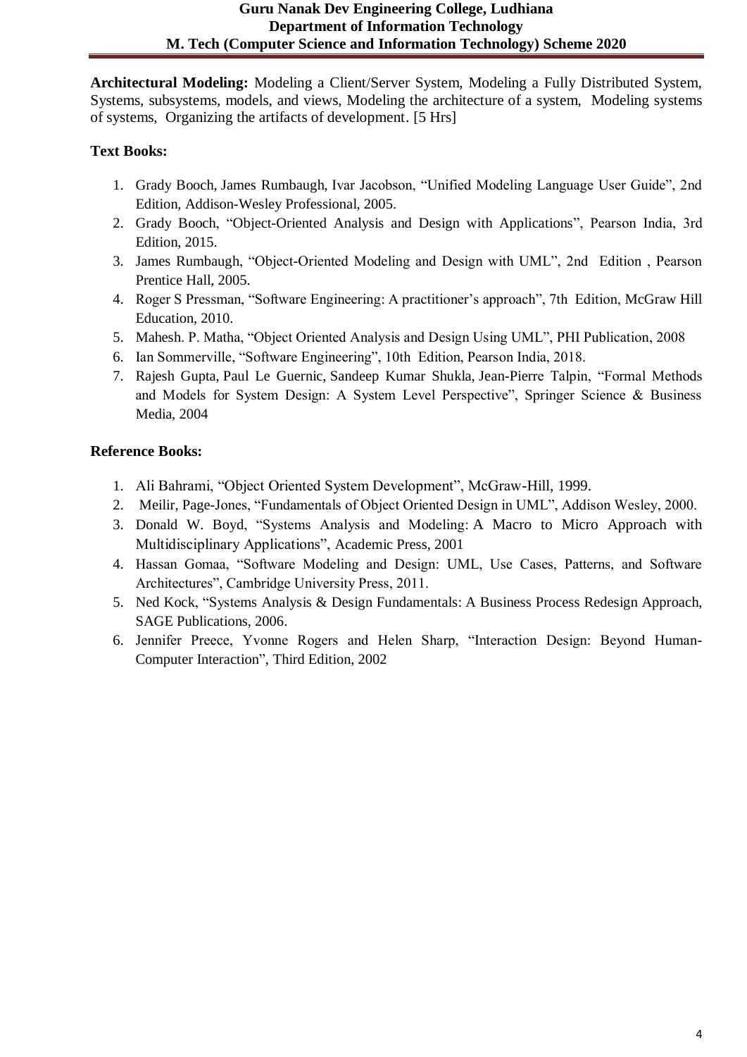**Architectural Modeling:** Modeling a Client/Server System, Modeling a Fully Distributed System, Systems, subsystems, models, and views, Modeling the architecture of a system, Modeling systems of systems, Organizing the artifacts of development. [5 Hrs]

**Text Books:**

1. Grady Booch, James Rumbaugh, Ivar Jacobson, "Unified Modeling Language User Guide", 2nd Edition, Addison-Wesley Professional, 2005.
2. Grady Booch, "Object-Oriented Analysis and Design with Applications", Pearson India, 3rd Edition, 2015.
3. James Rumbaugh, "Object-Oriented Modeling and Design with UML", 2nd Edition , Pearson Prentice Hall, 2005.
4. Roger S Pressman, "Software Engineering: A practitioner's approach", 7th Edition, McGraw Hill Education, 2010.
5. Mahesh. P. Matha, "Object Oriented Analysis and Design Using UML", PHI Publication, 2008
6. Ian Sommerville, "Software Engineering", 10th Edition, Pearson India, 2018.
7. Rajesh Gupta, Paul Le Guernic, Sandeep Kumar Shukla, Jean-Pierre Talpin, "Formal Methods and Models for System Design: A System Level Perspective", Springer Science & Business Media, 2004

**Reference Books:**

1. Ali Bahrami, "Object Oriented System Development", McGraw-Hill, 1999.
2. Meilir, Page-Jones, "Fundamentals of Object Oriented Design in UML", Addison Wesley, 2000.
3. Donald W. Boyd, "Systems Analysis and Modeling: A Macro to Micro Approach with Multidisciplinary Applications", Academic Press, 2001
4. Hassan Gomaa, "Software Modeling and Design: UML, Use Cases, Patterns, and Software Architectures", Cambridge University Press, 2011.
5. Ned Kock, "Systems Analysis & Design Fundamentals: A Business Process Redesign Approach, SAGE Publications, 2006.
6. Jennifer Preece, Yvonne Rogers and Helen Sharp, "Interaction Design: Beyond Human-Computer Interaction", Third Edition, 2002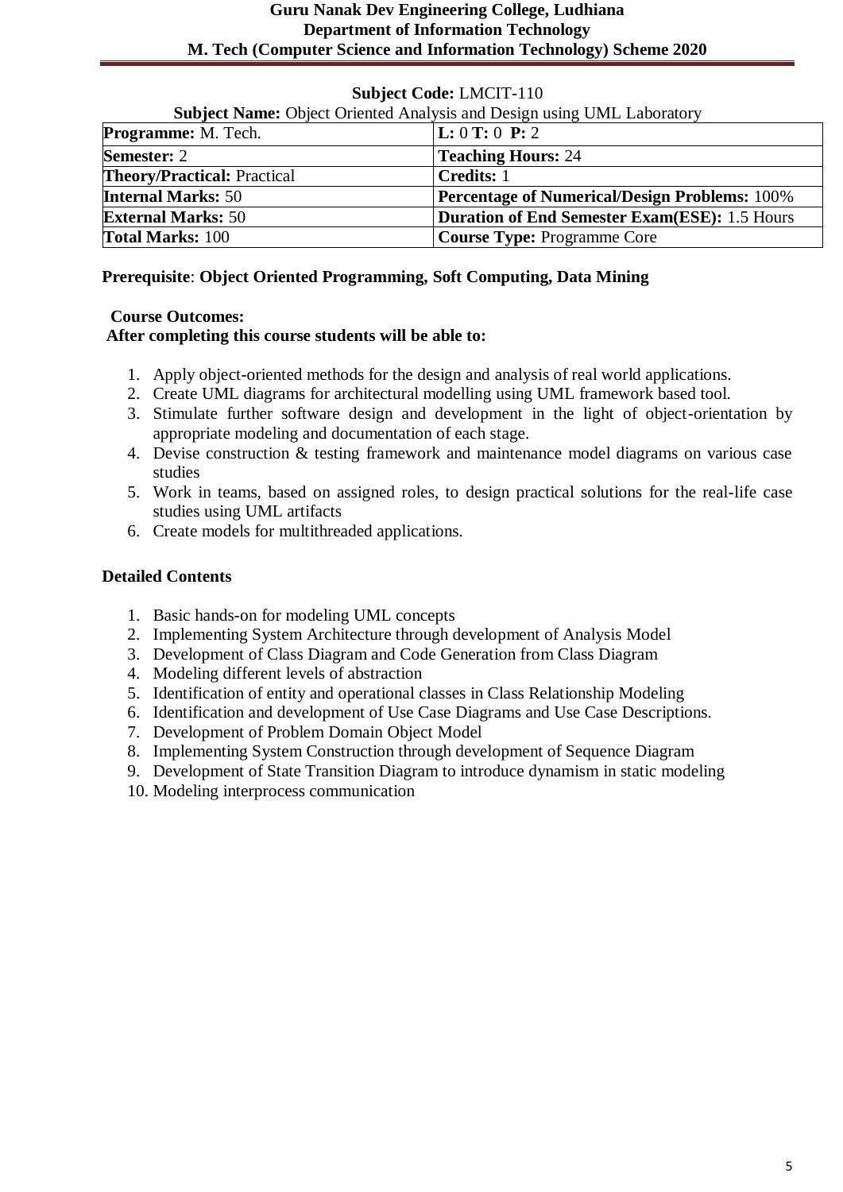**Subject Code:** LMCIT-110

**Subject Name:** Object Oriented Analysis and Design using UML Laboratory

| | |
|---|---|
| **Programme:** M. Tech. | **L:** 0 **T:** 0 **P:** 2 |
| **Semester:** 2 | **Teaching Hours:** 24 |
| **Theory/Practical:** Practical | **Credits:** 1 |
| **Internal Marks:** 50 | **Percentage of Numerical/Design Problems:** 100% |
| **External Marks:** 50 | **Duration of End Semester Exam(ESE):** 1.5 Hours |
| **Total Marks:** 100 | **Course Type:** Programme Core |

**Prerequisite**: **Object Oriented Programming, Soft Computing, Data Mining**

**Course Outcomes:**

**After completing this course students will be able to:**

1. Apply object-oriented methods for the design and analysis of real world applications.
2. Create UML diagrams for architectural modelling using UML framework based tool.
3. Stimulate further software design and development in the light of object-orientation by appropriate modeling and documentation of each stage.
4. Devise construction & testing framework and maintenance model diagrams on various case studies
5. Work in teams, based on assigned roles, to design practical solutions for the real-life case studies using UML artifacts
6. Create models for multithreaded applications.

**Detailed Contents**

1. Basic hands-on for modeling UML concepts
2. Implementing System Architecture through development of Analysis Model
3. Development of Class Diagram and Code Generation from Class Diagram
4. Modeling different levels of abstraction
5. Identification of entity and operational classes in Class Relationship Modeling
6. Identification and development of Use Case Diagrams and Use Case Descriptions.
7. Development of Problem Domain Object Model
8. Implementing System Construction through development of Sequence Diagram
9. Development of State Transition Diagram to introduce dynamism in static modeling
10. Modeling interprocess communication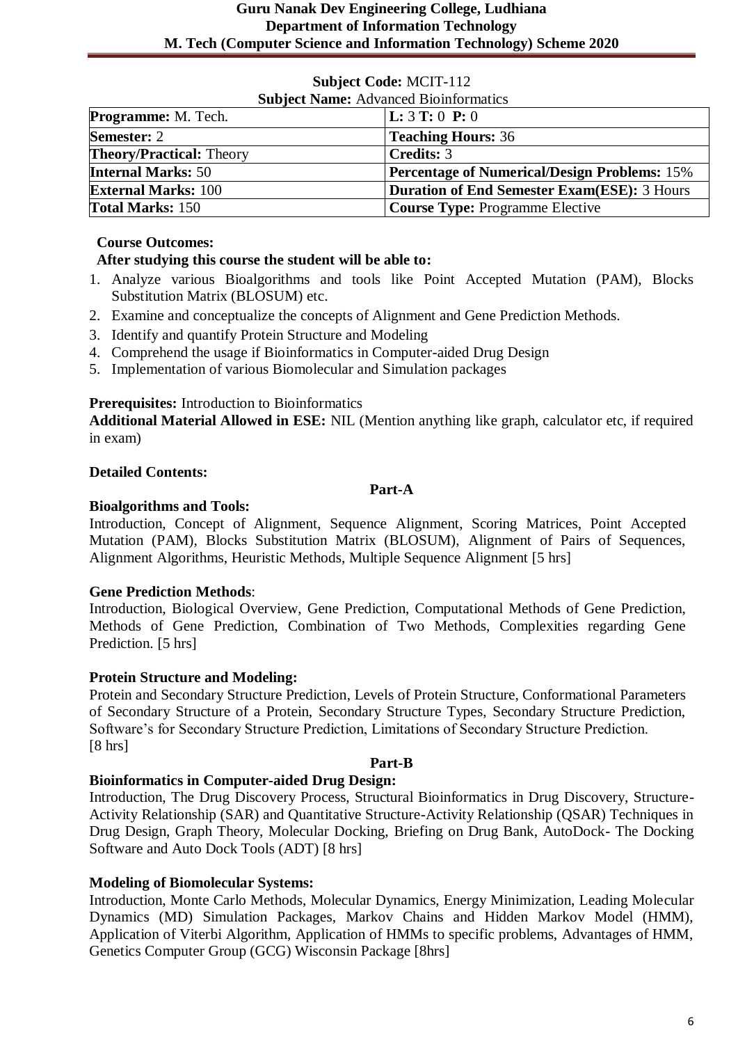**Subject Code:** MCIT-112

**Subject Name:** Advanced Bioinformatics

| **Programme:** M. Tech. | **L:** 3 **T:** 0 **P:** 0 |
|---|---|
| **Semester:** 2 | **Teaching Hours:** 36 |
| **Theory/Practical:** Theory | **Credits:** 3 |
| **Internal Marks:** 50 | **Percentage of Numerical/Design Problems:** 15% |
| **External Marks:** 100 | **Duration of End Semester Exam(ESE):** 3 Hours |
| **Total Marks:** 150 | **Course Type:** Programme Elective |

**Course Outcomes:**

**After studying this course the student will be able to:**

1. Analyze various Bioalgorithms and tools like Point Accepted Mutation (PAM), Blocks Substitution Matrix (BLOSUM) etc.
2. Examine and conceptualize the concepts of Alignment and Gene Prediction Methods.
3. Identify and quantify Protein Structure and Modeling
4. Comprehend the usage if Bioinformatics in Computer-aided Drug Design
5. Implementation of various Biomolecular and Simulation packages

**Prerequisites:** Introduction to Bioinformatics

**Additional Material Allowed in ESE:** NIL (Mention anything like graph, calculator etc, if required in exam)

**Detailed Contents:**

**Part-A**

**Bioalgorithms and Tools:**

Introduction, Concept of Alignment, Sequence Alignment, Scoring Matrices, Point Accepted Mutation (PAM), Blocks Substitution Matrix (BLOSUM), Alignment of Pairs of Sequences, Alignment Algorithms, Heuristic Methods, Multiple Sequence Alignment [5 hrs]

**Gene Prediction Methods**:

Introduction, Biological Overview, Gene Prediction, Computational Methods of Gene Prediction, Methods of Gene Prediction, Combination of Two Methods, Complexities regarding Gene Prediction. [5 hrs]

**Protein Structure and Modeling:**

Protein and Secondary Structure Prediction, Levels of Protein Structure, Conformational Parameters of Secondary Structure of a Protein, Secondary Structure Types, Secondary Structure Prediction, Software's for Secondary Structure Prediction, Limitations of Secondary Structure Prediction. [8 hrs]

**Part-B**

**Bioinformatics in Computer-aided Drug Design:**

Introduction, The Drug Discovery Process, Structural Bioinformatics in Drug Discovery, Structure-Activity Relationship (SAR) and Quantitative Structure-Activity Relationship (QSAR) Techniques in Drug Design, Graph Theory, Molecular Docking, Briefing on Drug Bank, AutoDock- The Docking Software and Auto Dock Tools (ADT) [8 hrs]

**Modeling of Biomolecular Systems:**

Introduction, Monte Carlo Methods, Molecular Dynamics, Energy Minimization, Leading Molecular Dynamics (MD) Simulation Packages, Markov Chains and Hidden Markov Model (HMM), Application of Viterbi Algorithm, Application of HMMs to specific problems, Advantages of HMM, Genetics Computer Group (GCG) Wisconsin Package [8hrs]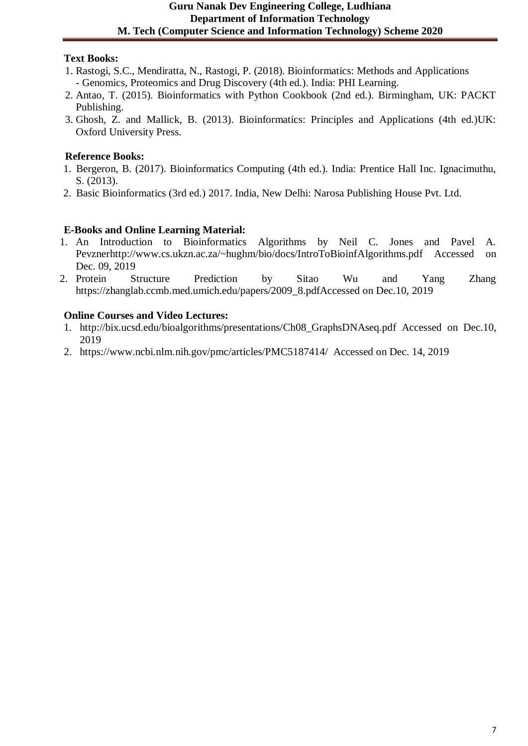**Text Books:**

1. Rastogi, S.C., Mendiratta, N., Rastogi, P. (2018). Bioinformatics: Methods and Applications - Genomics, Proteomics and Drug Discovery (4th ed.). India: PHI Learning.
2. Antao, T. (2015). Bioinformatics with Python Cookbook (2nd ed.). Birmingham, UK: PACKT Publishing.
3. Ghosh, Z. and Mallick, B. (2013). Bioinformatics: Principles and Applications (4th ed.)UK: Oxford University Press.

**Reference Books:**

1. Bergeron, B. (2017). Bioinformatics Computing (4th ed.). India: Prentice Hall Inc. Ignacimuthu, S. (2013).
2. Basic Bioinformatics (3rd ed.) 2017. India, New Delhi: Narosa Publishing House Pvt. Ltd.

**E-Books and Online Learning Material:**

1. An Introduction to Bioinformatics Algorithms by Neil C. Jones and Pavel A. Pevznerhttp://www.cs.ukzn.ac.za/~hughm/bio/docs/IntroToBioinfAlgorithms.pdf Accessed on Dec. 09, 2019
2. Protein Structure Prediction by Sitao Wu and Yang Zhang https://zhanglab.ccmb.med.umich.edu/papers/2009_8.pdfAccessed on Dec.10, 2019

**Online Courses and Video Lectures:**

1. http://bix.ucsd.edu/bioalgorithms/presentations/Ch08_GraphsDNAseq.pdf Accessed on Dec.10, 2019
2. https://www.ncbi.nlm.nih.gov/pmc/articles/PMC5187414/ Accessed on Dec. 14, 2019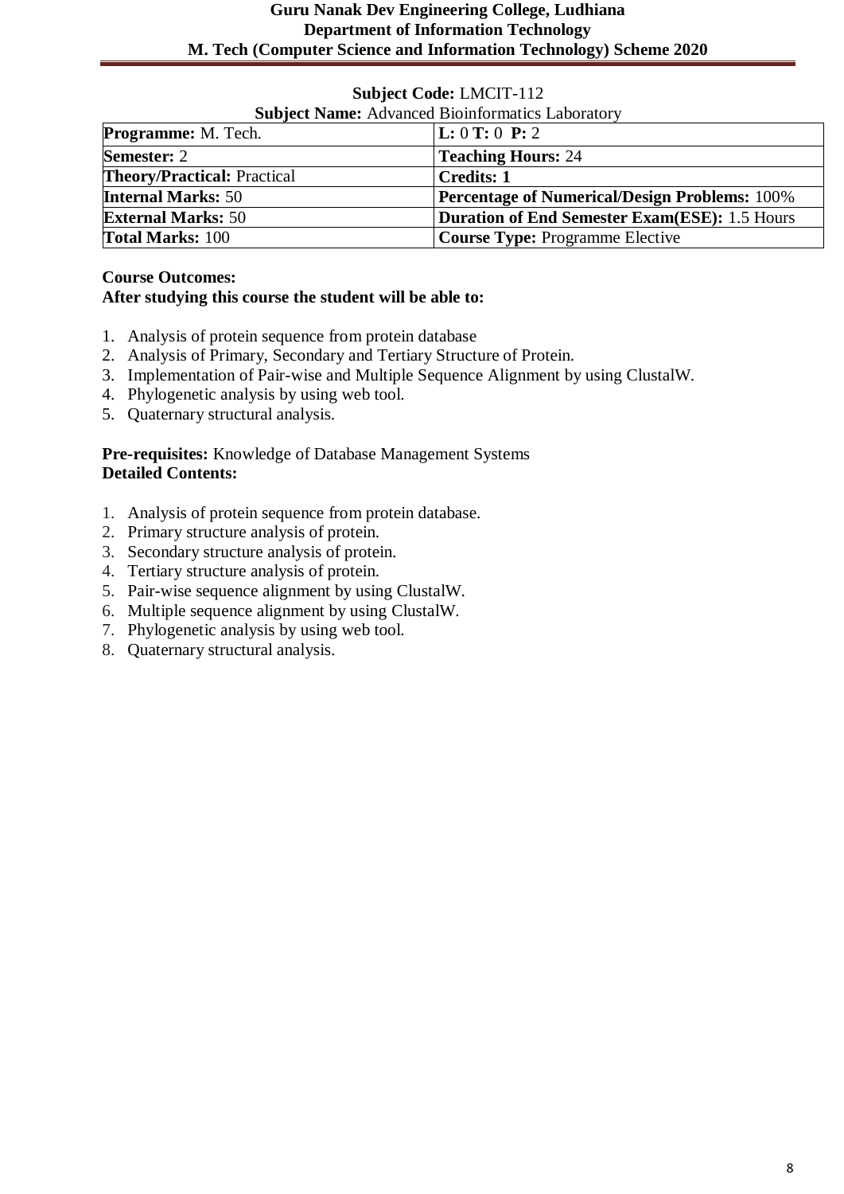**Subject Code:** LMCIT-112

**Subject Name:** Advanced Bioinformatics Laboratory

| | |
|---|---|
| **Programme:** M. Tech. | **L:** 0 **T:** 0 **P:** 2 |
| **Semester:** 2 | **Teaching Hours:** 24 |
| **Theory/Practical:** Practical | **Credits: 1** |
| **Internal Marks:** 50 | **Percentage of Numerical/Design Problems:** 100% |
| **External Marks:** 50 | **Duration of End Semester Exam(ESE):** 1.5 Hours |
| **Total Marks:** 100 | **Course Type:** Programme Elective |

**Course Outcomes:**
**After studying this course the student will be able to:**

1. Analysis of protein sequence from protein database
2. Analysis of Primary, Secondary and Tertiary Structure of Protein.
3. Implementation of Pair-wise and Multiple Sequence Alignment by using ClustalW.
4. Phylogenetic analysis by using web tool.
5. Quaternary structural analysis.

**Pre-requisites:** Knowledge of Database Management Systems
**Detailed Contents:**

1. Analysis of protein sequence from protein database.
2. Primary structure analysis of protein.
3. Secondary structure analysis of protein.
4. Tertiary structure analysis of protein.
5. Pair-wise sequence alignment by using ClustalW.
6. Multiple sequence alignment by using ClustalW.
7. Phylogenetic analysis by using web tool.
8. Quaternary structural analysis.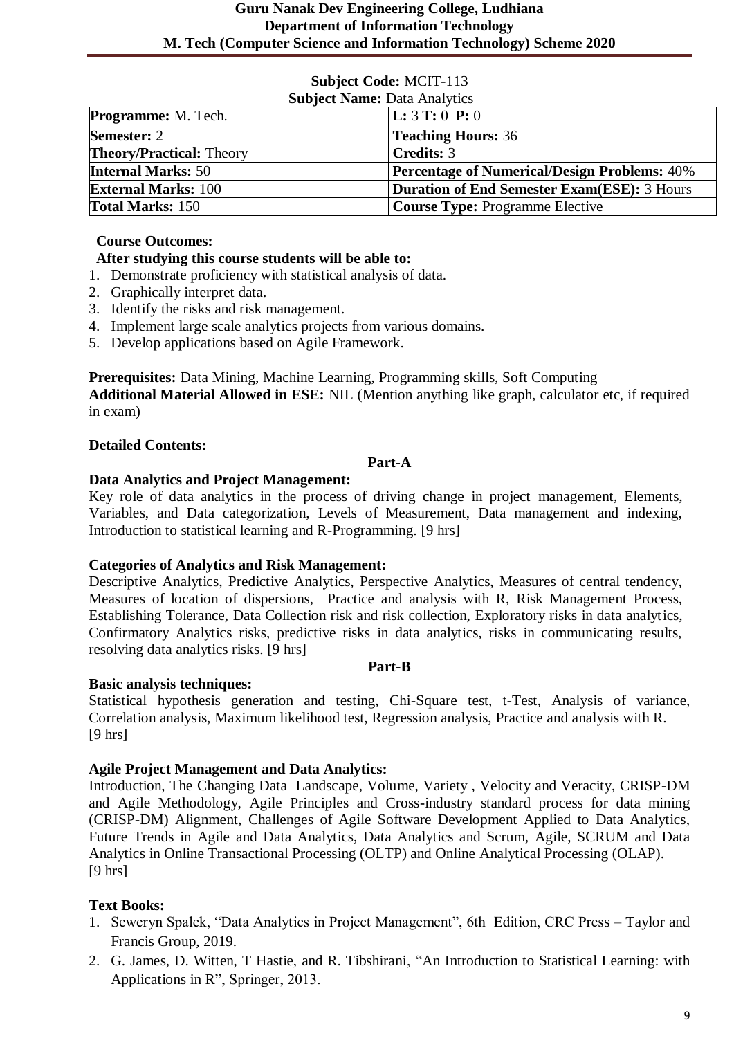**Subject Code:** MCIT-113

**Subject Name:** Data Analytics

| **Programme:** M. Tech. | **L:** 3 **T:** 0 **P:** 0 |
|---|---|
| **Semester:** 2 | **Teaching Hours:** 36 |
| **Theory/Practical:** Theory | **Credits:** 3 |
| **Internal Marks:** 50 | **Percentage of Numerical/Design Problems:** 40% |
| **External Marks:** 100 | **Duration of End Semester Exam(ESE):** 3 Hours |
| **Total Marks:** 150 | **Course Type:** Programme Elective |

**Course Outcomes:**

**After studying this course students will be able to:**

1. Demonstrate proficiency with statistical analysis of data.
2. Graphically interpret data.
3. Identify the risks and risk management.
4. Implement large scale analytics projects from various domains.
5. Develop applications based on Agile Framework.

**Prerequisites:** Data Mining, Machine Learning, Programming skills, Soft Computing

**Additional Material Allowed in ESE:** NIL (Mention anything like graph, calculator etc, if required in exam)

**Detailed Contents:**

**Part-A**

**Data Analytics and Project Management:**

Key role of data analytics in the process of driving change in project management, Elements, Variables, and Data categorization, Levels of Measurement, Data management and indexing, Introduction to statistical learning and R-Programming. [9 hrs]

**Categories of Analytics and Risk Management:**

Descriptive Analytics, Predictive Analytics, Perspective Analytics, Measures of central tendency, Measures of location of dispersions, Practice and analysis with R, Risk Management Process, Establishing Tolerance, Data Collection risk and risk collection, Exploratory risks in data analytics, Confirmatory Analytics risks, predictive risks in data analytics, risks in communicating results, resolving data analytics risks. [9 hrs]

**Part-B**

**Basic analysis techniques:**

Statistical hypothesis generation and testing, Chi-Square test, t-Test, Analysis of variance, Correlation analysis, Maximum likelihood test, Regression analysis, Practice and analysis with R. [9 hrs]

**Agile Project Management and Data Analytics:**

Introduction, The Changing Data Landscape, Volume, Variety , Velocity and Veracity, CRISP-DM and Agile Methodology, Agile Principles and Cross-industry standard process for data mining (CRISP-DM) Alignment, Challenges of Agile Software Development Applied to Data Analytics, Future Trends in Agile and Data Analytics, Data Analytics and Scrum, Agile, SCRUM and Data Analytics in Online Transactional Processing (OLTP) and Online Analytical Processing (OLAP). [9 hrs]

**Text Books:**

1. Seweryn Spalek, "Data Analytics in Project Management", 6th Edition, CRC Press – Taylor and Francis Group, 2019.
2. G. James, D. Witten, T Hastie, and R. Tibshirani, "An Introduction to Statistical Learning: with Applications in R", Springer, 2013.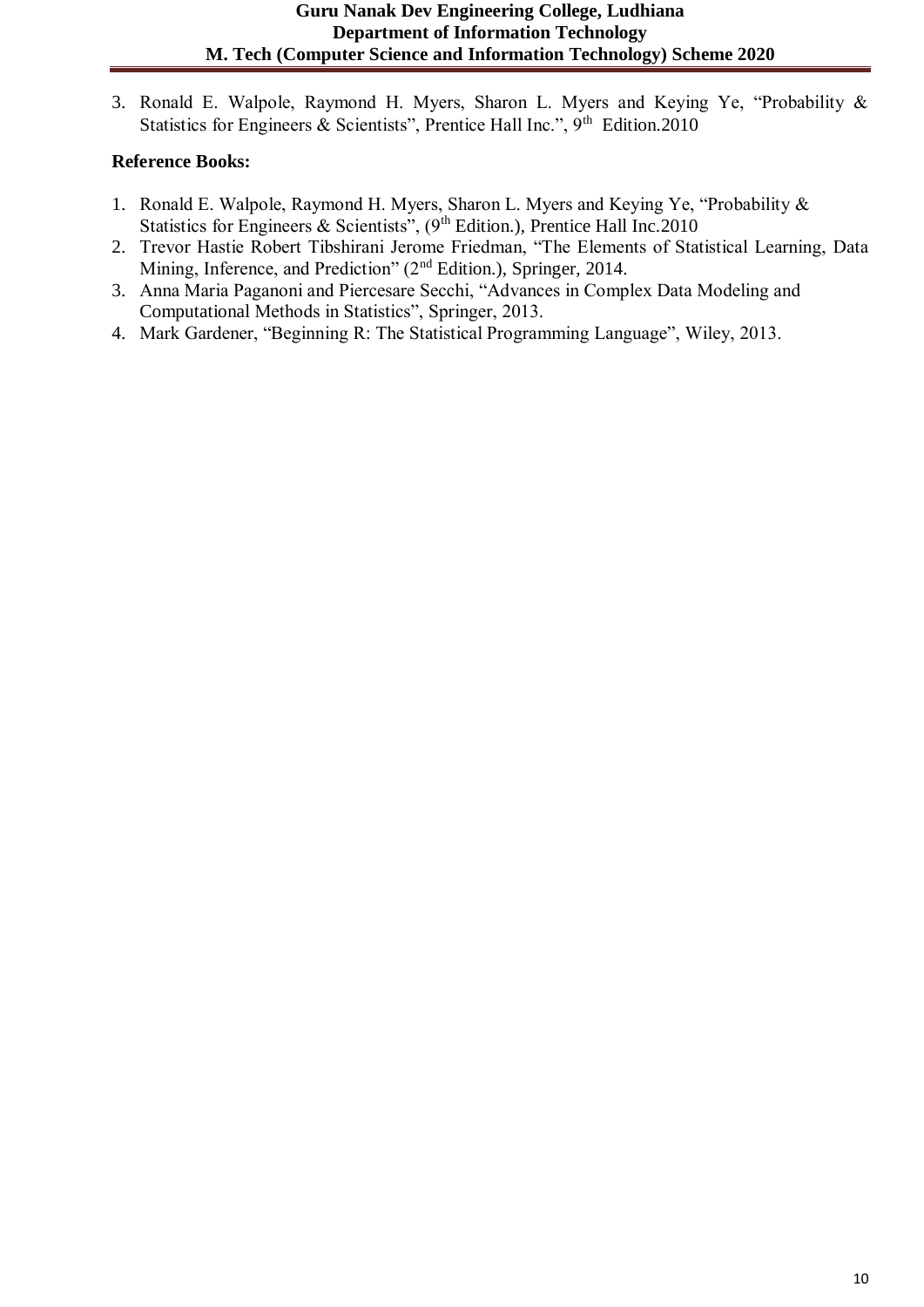3. Ronald E. Walpole, Raymond H. Myers, Sharon L. Myers and Keying Ye, "Probability & Statistics for Engineers & Scientists", Prentice Hall Inc.", 9th Edition.2010

**Reference Books:**

1. Ronald E. Walpole, Raymond H. Myers, Sharon L. Myers and Keying Ye, "Probability & Statistics for Engineers & Scientists", (9th Edition.), Prentice Hall Inc.2010
2. Trevor Hastie Robert Tibshirani Jerome Friedman, "The Elements of Statistical Learning, Data Mining, Inference, and Prediction" (2nd Edition.), Springer, 2014.
3. Anna Maria Paganoni and Piercesare Secchi, "Advances in Complex Data Modeling and Computational Methods in Statistics", Springer, 2013.
4. Mark Gardener, "Beginning R: The Statistical Programming Language", Wiley, 2013.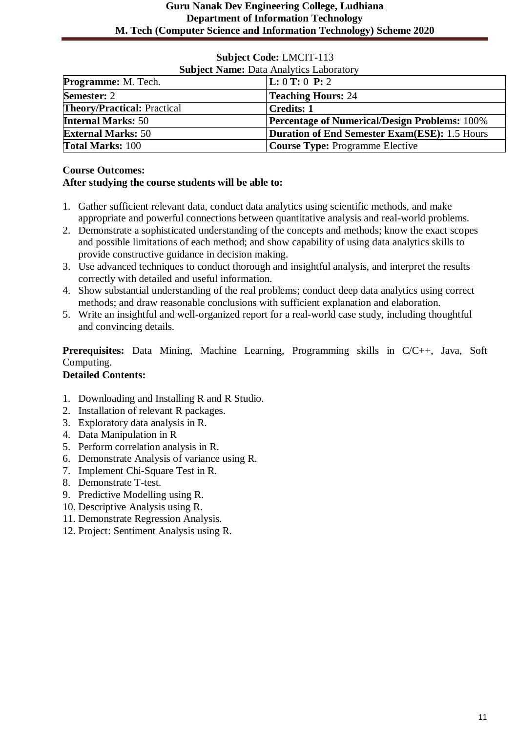**Subject Code:** LMCIT-113

**Subject Name:** Data Analytics Laboratory

| **Programme:** M. Tech. | **L:** 0 **T:** 0 **P:** 2 |
|---|---|
| **Semester:** 2 | **Teaching Hours:** 24 |
| **Theory/Practical:** Practical | **Credits: 1** |
| **Internal Marks:** 50 | **Percentage of Numerical/Design Problems:** 100% |
| **External Marks:** 50 | **Duration of End Semester Exam(ESE):** 1.5 Hours |
| **Total Marks:** 100 | **Course Type:** Programme Elective |

**Course Outcomes:**

**After studying the course students will be able to:**

1. Gather sufficient relevant data, conduct data analytics using scientific methods, and make appropriate and powerful connections between quantitative analysis and real-world problems.
2. Demonstrate a sophisticated understanding of the concepts and methods; know the exact scopes and possible limitations of each method; and show capability of using data analytics skills to provide constructive guidance in decision making.
3. Use advanced techniques to conduct thorough and insightful analysis, and interpret the results correctly with detailed and useful information.
4. Show substantial understanding of the real problems; conduct deep data analytics using correct methods; and draw reasonable conclusions with sufficient explanation and elaboration.
5. Write an insightful and well-organized report for a real-world case study, including thoughtful and convincing details.

**Prerequisites:** Data Mining, Machine Learning, Programming skills in C/C++, Java, Soft Computing.

**Detailed Contents:**

1. Downloading and Installing R and R Studio.
2. Installation of relevant R packages.
3. Exploratory data analysis in R.
4. Data Manipulation in R
5. Perform correlation analysis in R.
6. Demonstrate Analysis of variance using R.
7. Implement Chi-Square Test in R.
8. Demonstrate T-test.
9. Predictive Modelling using R.
10. Descriptive Analysis using R.
11. Demonstrate Regression Analysis.
12. Project: Sentiment Analysis using R.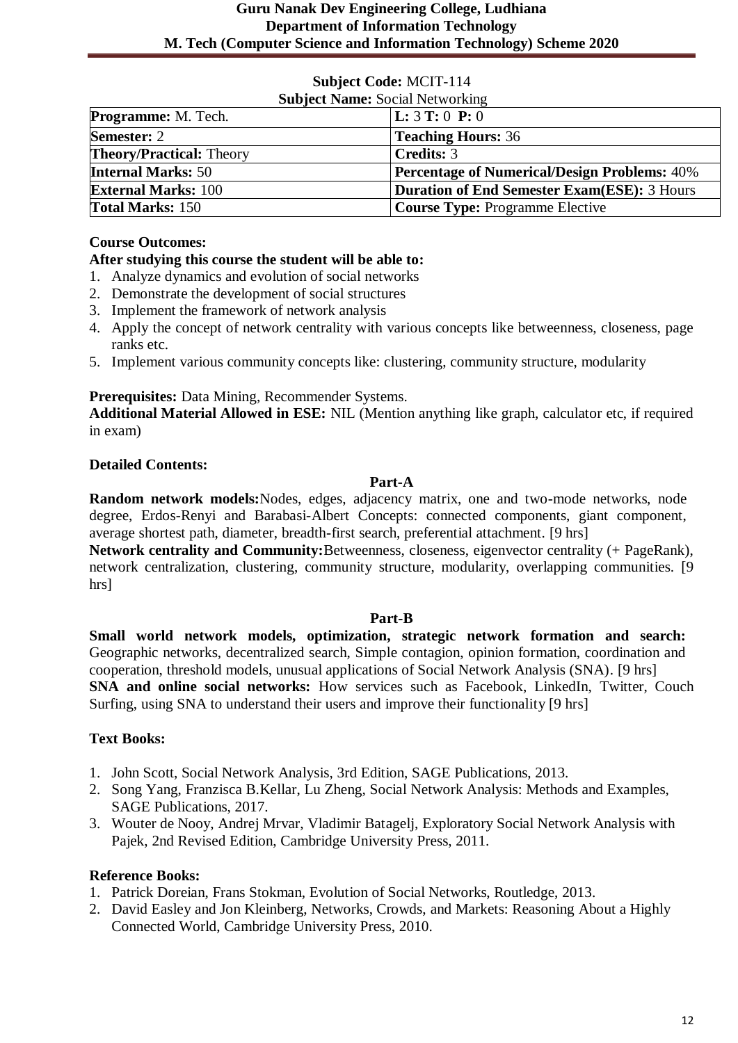**Subject Code:** MCIT-114

**Subject Name:** Social Networking

| **Programme:** M. Tech. | **L:** 3 **T:** 0 **P:** 0 |
|---|---|
| **Semester:** 2 | **Teaching Hours:** 36 |
| **Theory/Practical:** Theory | **Credits:** 3 |
| **Internal Marks:** 50 | **Percentage of Numerical/Design Problems:** 40% |
| **External Marks:** 100 | **Duration of End Semester Exam(ESE):** 3 Hours |
| **Total Marks:** 150 | **Course Type:** Programme Elective |

**Course Outcomes:**

**After studying this course the student will be able to:**

1. Analyze dynamics and evolution of social networks
2. Demonstrate the development of social structures
3. Implement the framework of network analysis
4. Apply the concept of network centrality with various concepts like betweenness, closeness, page ranks etc.
5. Implement various community concepts like: clustering, community structure, modularity

**Prerequisites:** Data Mining, Recommender Systems.

**Additional Material Allowed in ESE:** NIL (Mention anything like graph, calculator etc, if required in exam)

**Detailed Contents:**

**Part-A**

**Random network models:**Nodes, edges, adjacency matrix, one and two-mode networks, node degree, Erdos-Renyi and Barabasi-Albert Concepts: connected components, giant component, average shortest path, diameter, breadth-first search, preferential attachment. [9 hrs]

**Network centrality and Community:**Betweenness, closeness, eigenvector centrality (+ PageRank), network centralization, clustering, community structure, modularity, overlapping communities. [9 hrs]

**Part-B**

**Small world network models, optimization, strategic network formation and search:** Geographic networks, decentralized search, Simple contagion, opinion formation, coordination and cooperation, threshold models, unusual applications of Social Network Analysis (SNA). [9 hrs]

**SNA and online social networks:** How services such as Facebook, LinkedIn, Twitter, Couch Surfing, using SNA to understand their users and improve their functionality [9 hrs]

**Text Books:**

1. John Scott, Social Network Analysis, 3rd Edition, SAGE Publications, 2013.
2. Song Yang, Franzisca B.Kellar, Lu Zheng, Social Network Analysis: Methods and Examples, SAGE Publications, 2017.
3. Wouter de Nooy, Andrej Mrvar, Vladimir Batagelj, Exploratory Social Network Analysis with Pajek, 2nd Revised Edition, Cambridge University Press, 2011.

**Reference Books:**

1. Patrick Doreian, Frans Stokman, Evolution of Social Networks, Routledge, 2013.
2. David Easley and Jon Kleinberg, Networks, Crowds, and Markets: Reasoning About a Highly Connected World, Cambridge University Press, 2010.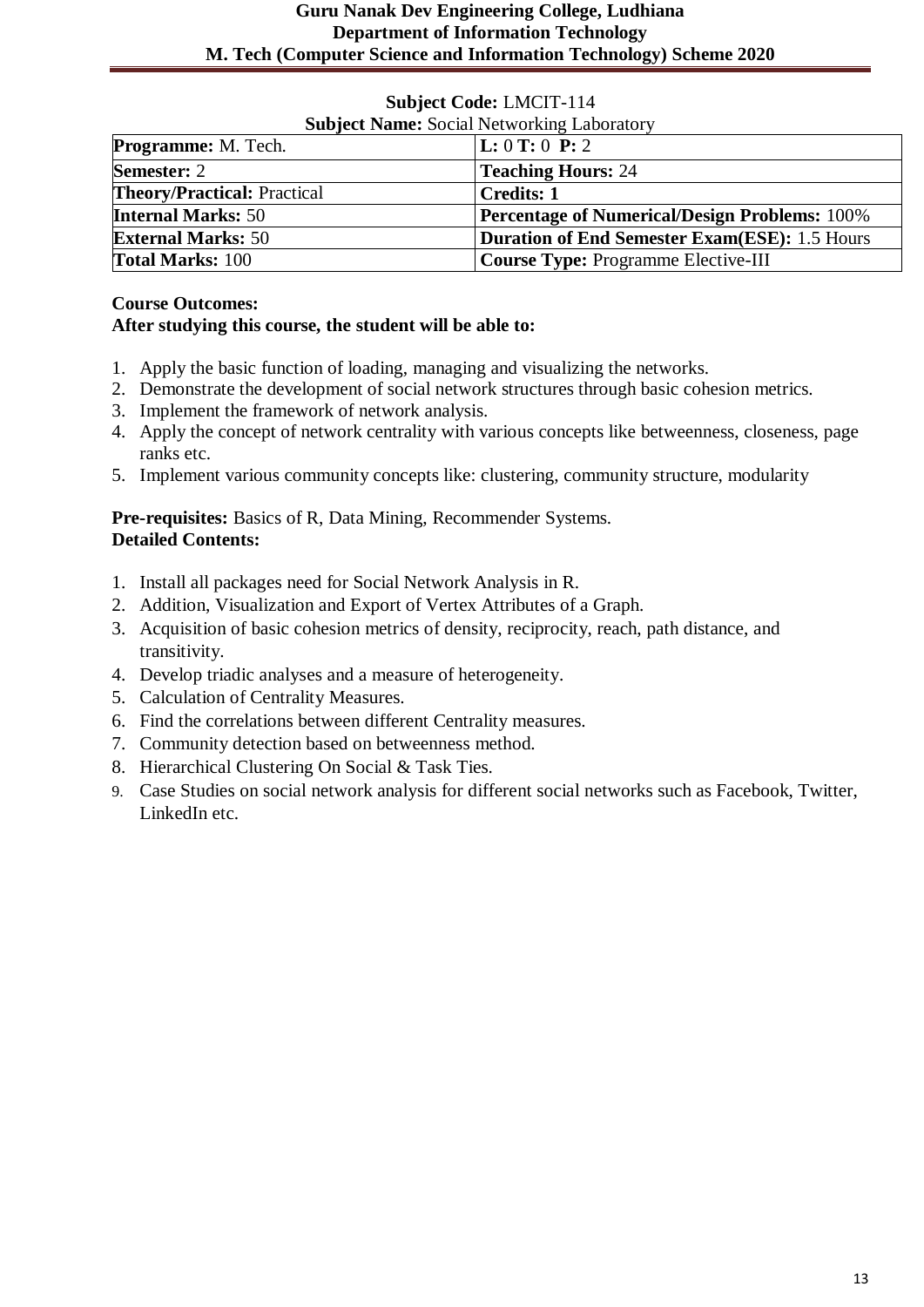**Subject Code:** LMCIT-114

**Subject Name:** Social Networking Laboratory

| **Programme:** M. Tech. | **L:** 0 **T:** 0 **P:** 2 |
|---|---|
| **Semester:** 2 | **Teaching Hours:** 24 |
| **Theory/Practical:** Practical | **Credits: 1** |
| **Internal Marks:** 50 | **Percentage of Numerical/Design Problems:** 100% |
| **External Marks:** 50 | **Duration of End Semester Exam(ESE):** 1.5 Hours |
| **Total Marks:** 100 | **Course Type:** Programme Elective-III |

**Course Outcomes:**

**After studying this course, the student will be able to:**

1. Apply the basic function of loading, managing and visualizing the networks.
2. Demonstrate the development of social network structures through basic cohesion metrics.
3. Implement the framework of network analysis.
4. Apply the concept of network centrality with various concepts like betweenness, closeness, page ranks etc.
5. Implement various community concepts like: clustering, community structure, modularity

**Pre-requisites:** Basics of R, Data Mining, Recommender Systems.

**Detailed Contents:**

1. Install all packages need for Social Network Analysis in R.
2. Addition, Visualization and Export of Vertex Attributes of a Graph.
3. Acquisition of basic cohesion metrics of density, reciprocity, reach, path distance, and transitivity.
4. Develop triadic analyses and a measure of heterogeneity.
5. Calculation of Centrality Measures.
6. Find the correlations between different Centrality measures.
7. Community detection based on betweenness method.
8. Hierarchical Clustering On Social & Task Ties.
9. Case Studies on social network analysis for different social networks such as Facebook, Twitter, LinkedIn etc.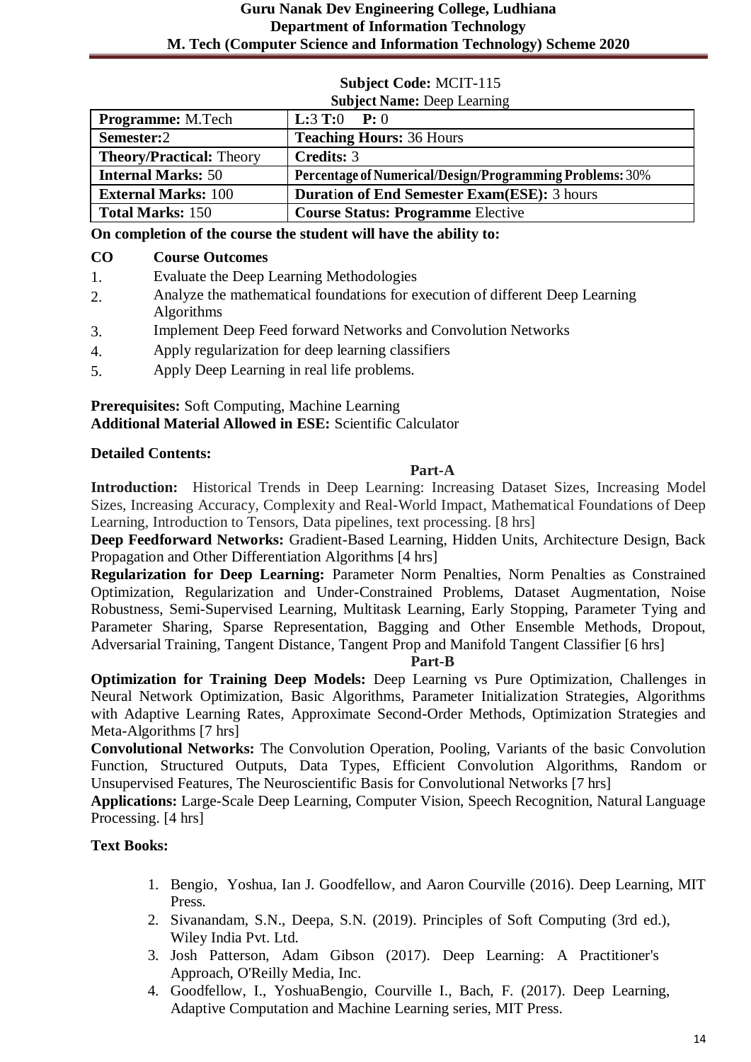**Subject Code:** MCIT-115

**Subject Name:** Deep Learning

| **Programme:** M.Tech | **L:**3 **T:**0 **P:** 0 |
|---|---|
| **Semester:**2 | **Teaching Hours:** 36 Hours |
| **Theory/Practical:** Theory | **Credits:** 3 |
| **Internal Marks:** 50 | **Percentage of Numerical/Design/Programming Problems:** 30% |
| **External Marks:** 100 | **Duration of End Semester Exam(ESE):** 3 hours |
| **Total Marks:** 150 | **Course Status: Programme** Elective |

**On completion of the course the student will have the ability to:**

| **CO** | **Course Outcomes** |
|---|---|
| 1. | Evaluate the Deep Learning Methodologies |
| 2. | Analyze the mathematical foundations for execution of different Deep Learning Algorithms |
| 3. | Implement Deep Feed forward Networks and Convolution Networks |
| 4. | Apply regularization for deep learning classifiers |
| 5. | Apply Deep Learning in real life problems. |

**Prerequisites:** Soft Computing, Machine Learning
**Additional Material Allowed in ESE:** Scientific Calculator

**Detailed Contents:**

**Part-A**

**Introduction:** Historical Trends in Deep Learning: Increasing Dataset Sizes, Increasing Model Sizes, Increasing Accuracy, Complexity and Real-World Impact, Mathematical Foundations of Deep Learning, Introduction to Tensors, Data pipelines, text processing. [8 hrs]

**Deep Feedforward Networks:** Gradient-Based Learning, Hidden Units, Architecture Design, Back Propagation and Other Differentiation Algorithms [4 hrs]

**Regularization for Deep Learning:** Parameter Norm Penalties, Norm Penalties as Constrained Optimization, Regularization and Under-Constrained Problems, Dataset Augmentation, Noise Robustness, Semi-Supervised Learning, Multitask Learning, Early Stopping, Parameter Tying and Parameter Sharing, Sparse Representation, Bagging and Other Ensemble Methods, Dropout, Adversarial Training, Tangent Distance, Tangent Prop and Manifold Tangent Classifier [6 hrs]

**Part-B**

**Optimization for Training Deep Models:** Deep Learning vs Pure Optimization, Challenges in Neural Network Optimization, Basic Algorithms, Parameter Initialization Strategies, Algorithms with Adaptive Learning Rates, Approximate Second-Order Methods, Optimization Strategies and Meta-Algorithms [7 hrs]

**Convolutional Networks:** The Convolution Operation, Pooling, Variants of the basic Convolution Function, Structured Outputs, Data Types, Efficient Convolution Algorithms, Random or Unsupervised Features, The Neuroscientific Basis for Convolutional Networks [7 hrs]

**Applications:** Large-Scale Deep Learning, Computer Vision, Speech Recognition, Natural Language Processing. [4 hrs]

**Text Books:**

1. Bengio, Yoshua, Ian J. Goodfellow, and Aaron Courville (2016). Deep Learning, MIT Press.
2. Sivanandam, S.N., Deepa, S.N. (2019). Principles of Soft Computing (3rd ed.), Wiley India Pvt. Ltd.
3. Josh Patterson, Adam Gibson (2017). Deep Learning: A Practitioner's Approach, O'Reilly Media, Inc.
4. Goodfellow, I., YoshuaBengio, Courville I., Bach, F. (2017). Deep Learning, Adaptive Computation and Machine Learning series, MIT Press.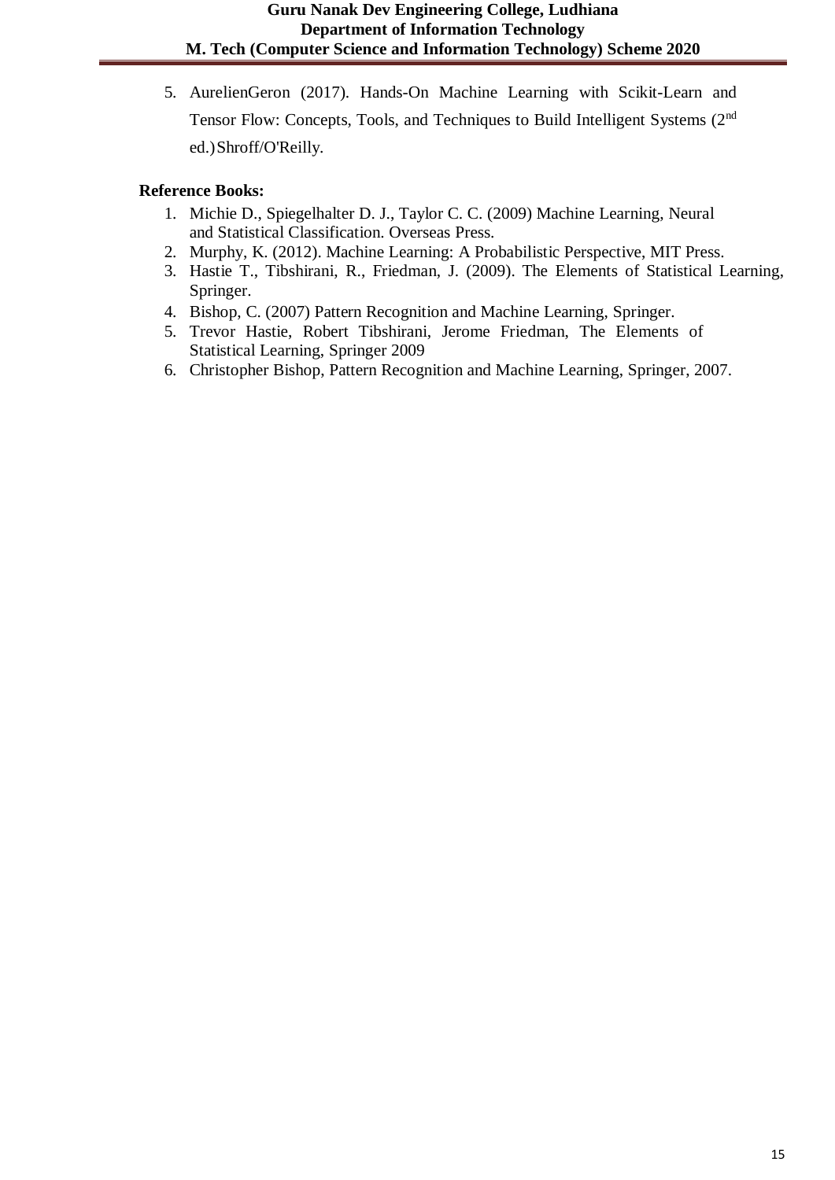5. AurelienGeron (2017). Hands-On Machine Learning with Scikit-Learn and Tensor Flow: Concepts, Tools, and Techniques to Build Intelligent Systems (2nd ed.) Shroff/O'Reilly.

**Reference Books:**

1. Michie D., Spiegelhalter D. J., Taylor C. C. (2009) Machine Learning, Neural and Statistical Classification. Overseas Press.
2. Murphy, K. (2012). Machine Learning: A Probabilistic Perspective, MIT Press.
3. Hastie T., Tibshirani, R., Friedman, J. (2009). The Elements of Statistical Learning, Springer.
4. Bishop, C. (2007) Pattern Recognition and Machine Learning, Springer.
5. Trevor Hastie, Robert Tibshirani, Jerome Friedman, The Elements of Statistical Learning, Springer 2009
6. Christopher Bishop, Pattern Recognition and Machine Learning, Springer, 2007.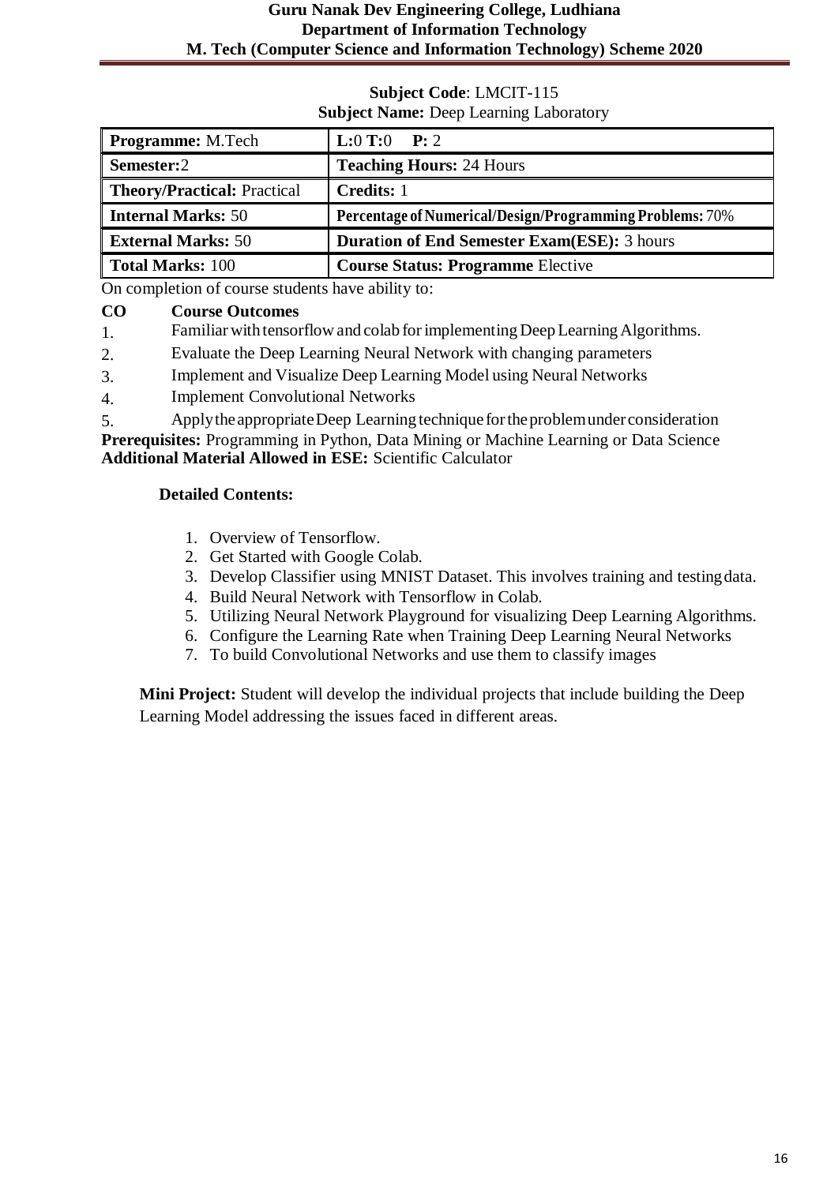**Subject Code**: LMCIT-115

**Subject Name:** Deep Learning Laboratory

| **Programme:** M.Tech | **L:**0 **T:**0 **P:** 2 |
|---|---|
| **Semester:**2 | **Teaching Hours:** 24 Hours |
| **Theory/Practical:** Practical | **Credits:** 1 |
| **Internal Marks:** 50 | **Percentage of Numerical/Design/Programming Problems:** 70% |
| **External Marks:** 50 | **Duration of End Semester Exam(ESE):** 3 hours |
| **Total Marks:** 100 | **Course Status: Programme** Elective |

On completion of course students have ability to:

| **CO** | **Course Outcomes** |
|---|---|
| 1. | Familiar with tensorflow and colab for implementing Deep Learning Algorithms. |
| 2. | Evaluate the Deep Learning Neural Network with changing parameters |
| 3. | Implement and Visualize Deep Learning Model using Neural Networks |
| 4. | Implement Convolutional Networks |
| 5. | Apply the appropriate Deep Learning technique for the problem under consideration |

**Prerequisites:** Programming in Python, Data Mining or Machine Learning or Data Science

**Additional Material Allowed in ESE:** Scientific Calculator

**Detailed Contents:**

1. Overview of Tensorflow.
2. Get Started with Google Colab.
3. Develop Classifier using MNIST Dataset. This involves training and testing data.
4. Build Neural Network with Tensorflow in Colab.
5. Utilizing Neural Network Playground for visualizing Deep Learning Algorithms.
6. Configure the Learning Rate when Training Deep Learning Neural Networks
7. To build Convolutional Networks and use them to classify images

**Mini Project:** Student will develop the individual projects that include building the Deep Learning Model addressing the issues faced in different areas.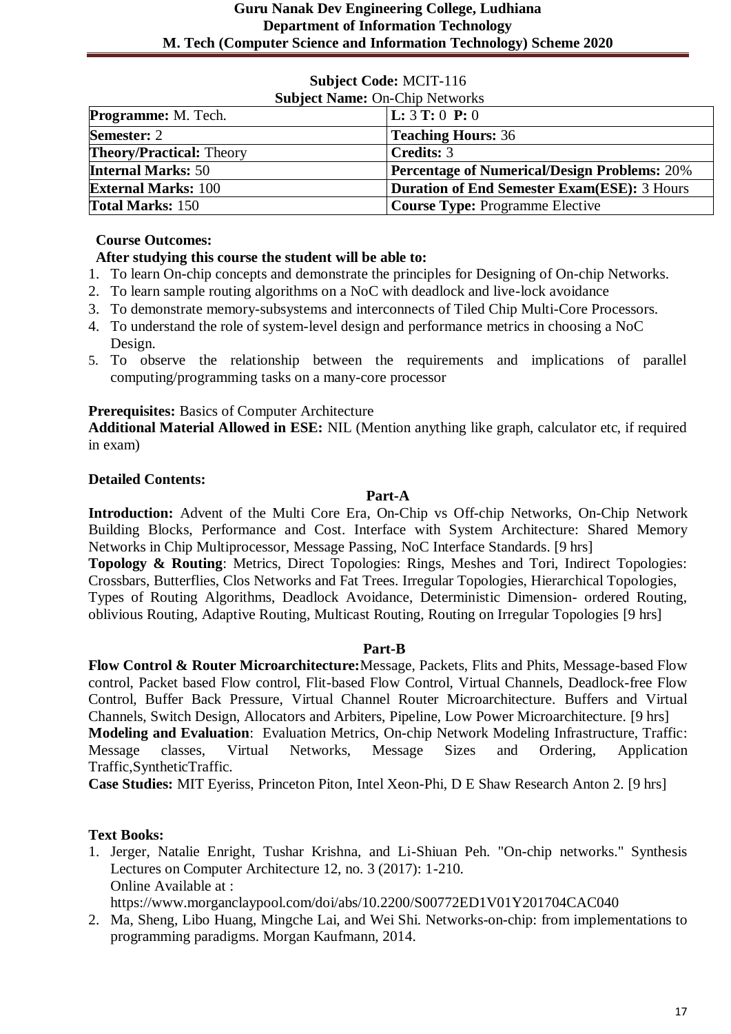**Subject Code:** MCIT-116

**Subject Name:** On-Chip Networks

| **Programme:** M. Tech. | **L:** 3 **T:** 0 **P:** 0 |
|---|---|
| **Semester:** 2 | **Teaching Hours:** 36 |
| **Theory/Practical:** Theory | **Credits:** 3 |
| **Internal Marks:** 50 | **Percentage of Numerical/Design Problems:** 20% |
| **External Marks:** 100 | **Duration of End Semester Exam(ESE):** 3 Hours |
| **Total Marks:** 150 | **Course Type:** Programme Elective |

**Course Outcomes:**

**After studying this course the student will be able to:**

1. To learn On-chip concepts and demonstrate the principles for Designing of On-chip Networks.
2. To learn sample routing algorithms on a NoC with deadlock and live-lock avoidance
3. To demonstrate memory-subsystems and interconnects of Tiled Chip Multi-Core Processors.
4. To understand the role of system-level design and performance metrics in choosing a NoC Design.
5. To observe the relationship between the requirements and implications of parallel computing/programming tasks on a many-core processor

**Prerequisites:** Basics of Computer Architecture

**Additional Material Allowed in ESE:** NIL (Mention anything like graph, calculator etc, if required in exam)

**Detailed Contents:**

**Part-A**

**Introduction:** Advent of the Multi Core Era, On-Chip vs Off-chip Networks, On-Chip Network Building Blocks, Performance and Cost. Interface with System Architecture: Shared Memory Networks in Chip Multiprocessor, Message Passing, NoC Interface Standards. [9 hrs]

**Topology & Routing**: Metrics, Direct Topologies: Rings, Meshes and Tori, Indirect Topologies: Crossbars, Butterflies, Clos Networks and Fat Trees. Irregular Topologies, Hierarchical Topologies, Types of Routing Algorithms, Deadlock Avoidance, Deterministic Dimension- ordered Routing, oblivious Routing, Adaptive Routing, Multicast Routing, Routing on Irregular Topologies [9 hrs]

**Part-B**

**Flow Control & Router Microarchitecture:**Message, Packets, Flits and Phits, Message-based Flow control, Packet based Flow control, Flit-based Flow Control, Virtual Channels, Deadlock-free Flow Control, Buffer Back Pressure, Virtual Channel Router Microarchitecture. Buffers and Virtual Channels, Switch Design, Allocators and Arbiters, Pipeline, Low Power Microarchitecture. [9 hrs]

**Modeling and Evaluation**: Evaluation Metrics, On-chip Network Modeling Infrastructure, Traffic: Message classes, Virtual Networks, Message Sizes and Ordering, Application Traffic,SyntheticTraffic.

**Case Studies:** MIT Eyeriss, Princeton Piton, Intel Xeon-Phi, D E Shaw Research Anton 2. [9 hrs]

**Text Books:**

1. Jerger, Natalie Enright, Tushar Krishna, and Li-Shiuan Peh. "On-chip networks." Synthesis Lectures on Computer Architecture 12, no. 3 (2017): 1-210.
   Online Available at :
   https://www.morganclaypool.com/doi/abs/10.2200/S00772ED1V01Y201704CAC040
2. Ma, Sheng, Libo Huang, Mingche Lai, and Wei Shi. Networks-on-chip: from implementations to programming paradigms. Morgan Kaufmann, 2014.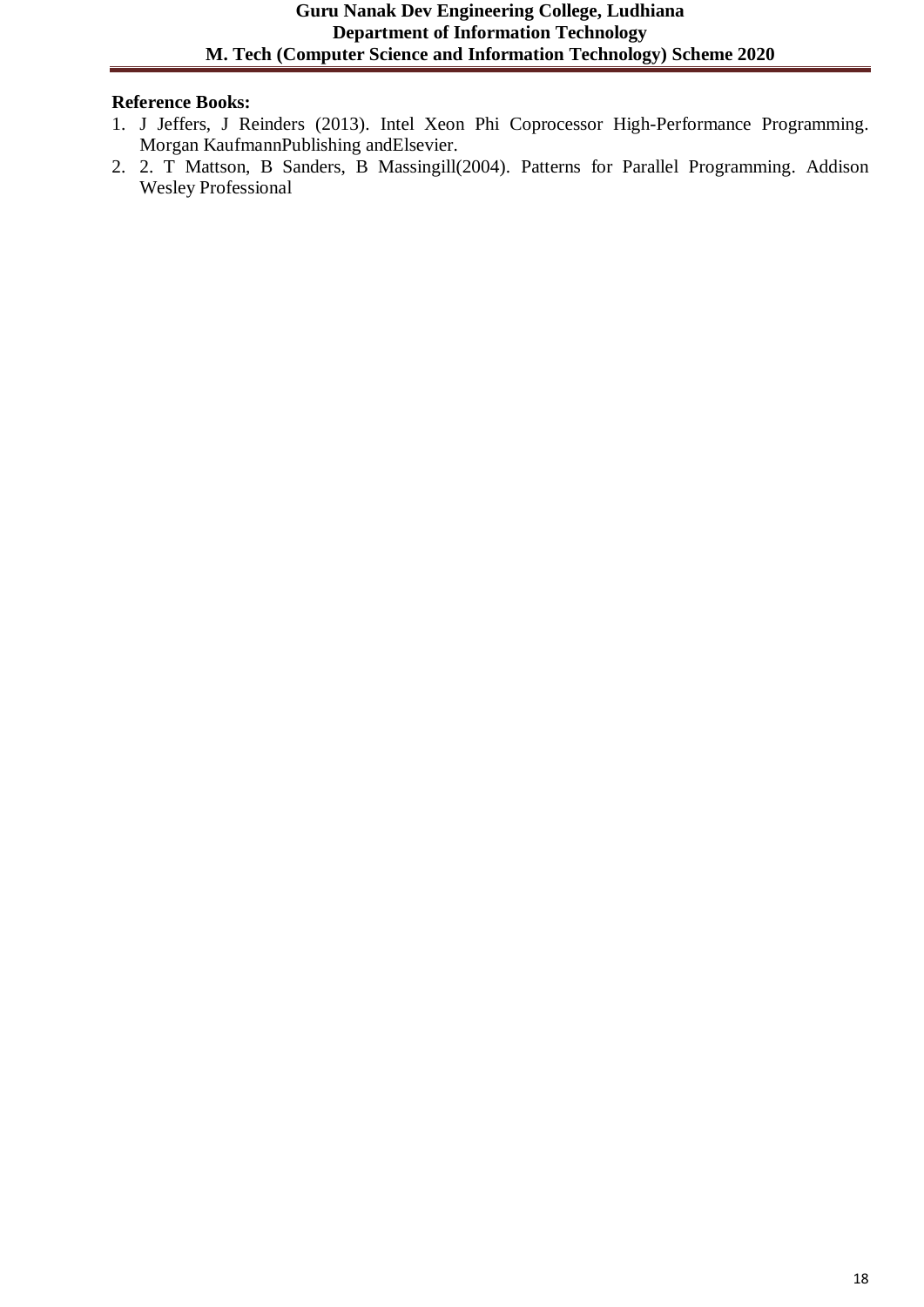**Reference Books:**

1. J Jeffers, J Reinders (2013). Intel Xeon Phi Coprocessor High-Performance Programming. Morgan KaufmannPublishing andElsevier.
2. 2. T Mattson, B Sanders, B Massingill(2004). Patterns for Parallel Programming. Addison Wesley Professional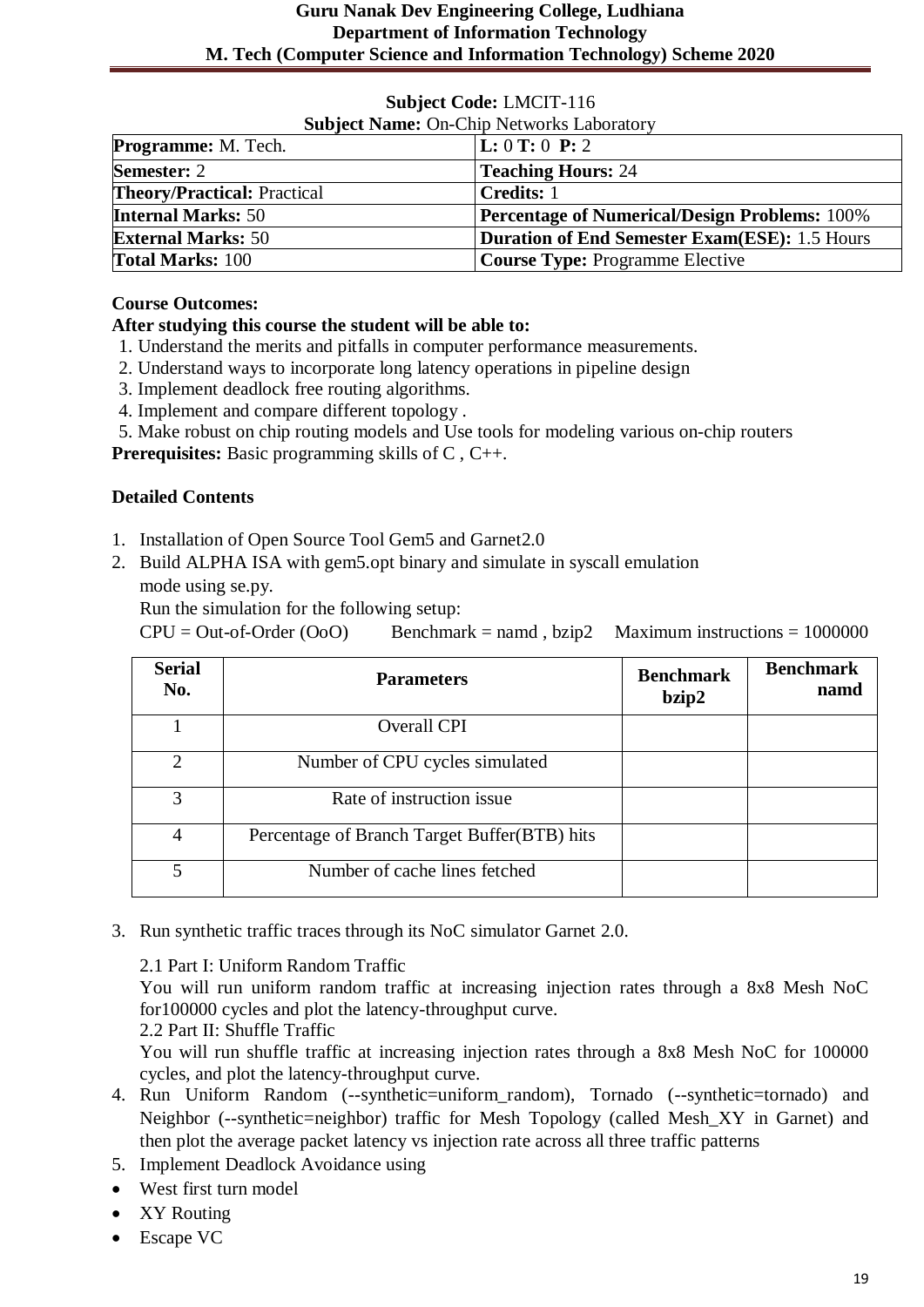**Subject Code:** LMCIT-116

**Subject Name:** On-Chip Networks Laboratory

| **Programme:** M. Tech. | **L:** 0 **T:** 0 **P:** 2 |
|---|---|
| **Semester:** 2 | **Teaching Hours:** 24 |
| **Theory/Practical:** Practical | **Credits:** 1 |
| **Internal Marks:** 50 | **Percentage of Numerical/Design Problems:** 100% |
| **External Marks:** 50 | **Duration of End Semester Exam(ESE):** 1.5 Hours |
| **Total Marks:** 100 | **Course Type:** Programme Elective |

**Course Outcomes:**

**After studying this course the student will be able to:**

1. Understand the merits and pitfalls in computer performance measurements.
2. Understand ways to incorporate long latency operations in pipeline design
3. Implement deadlock free routing algorithms.
4. Implement and compare different topology .
5. Make robust on chip routing models and Use tools for modeling various on-chip routers

**Prerequisites:** Basic programming skills of C , C++.

**Detailed Contents**

1. Installation of Open Source Tool Gem5 and Garnet2.0
2. Build ALPHA ISA with gem5.opt binary and simulate in syscall emulation mode using se.py.

   Run the simulation for the following setup:

   CPU = Out-of-Order (OoO)  Benchmark = namd , bzip2  Maximum instructions = 1000000

| Serial No. | Parameters | Benchmark bzip2 | Benchmark namd |
|---|---|---|---|
| 1 | Overall CPI | | |
| 2 | Number of CPU cycles simulated | | |
| 3 | Rate of instruction issue | | |
| 4 | Percentage of Branch Target Buffer(BTB) hits | | |
| 5 | Number of cache lines fetched | | |

3. Run synthetic traffic traces through its NoC simulator Garnet 2.0.

   2.1 Part I: Uniform Random Traffic

   You will run uniform random traffic at increasing injection rates through a 8x8 Mesh NoC for100000 cycles and plot the latency-throughput curve.

   2.2 Part II: Shuffle Traffic

   You will run shuffle traffic at increasing injection rates through a 8x8 Mesh NoC for 100000 cycles, and plot the latency-throughput curve.
4. Run Uniform Random (--synthetic=uniform_random), Tornado (--synthetic=tornado) and Neighbor (--synthetic=neighbor) traffic for Mesh Topology (called Mesh_XY in Garnet) and then plot the average packet latency vs injection rate across all three traffic patterns
5. Implement Deadlock Avoidance using

- West first turn model
- XY Routing
- Escape VC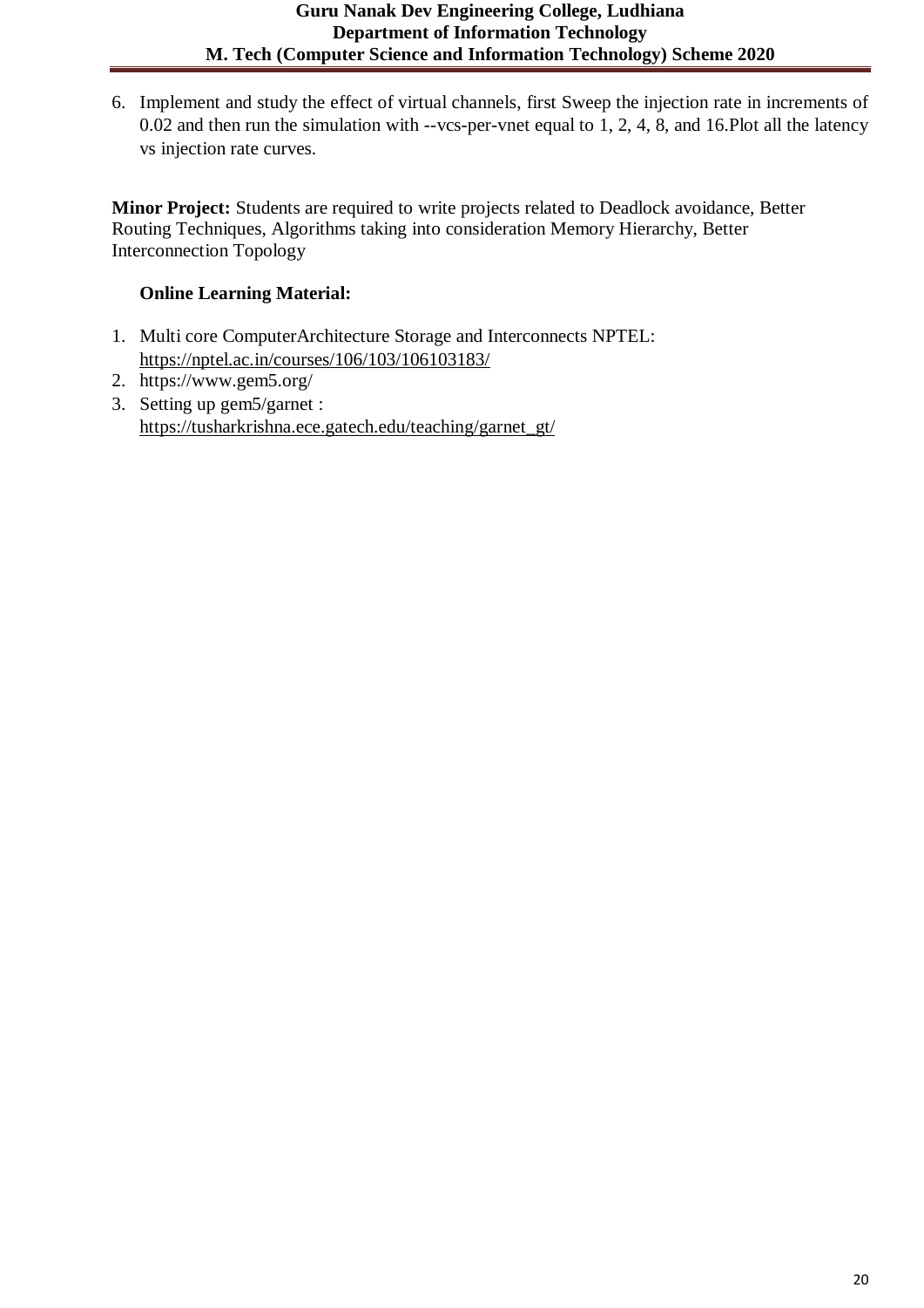6. Implement and study the effect of virtual channels, first Sweep the injection rate in increments of 0.02 and then run the simulation with --vcs-per-vnet equal to 1, 2, 4, 8, and 16.Plot all the latency vs injection rate curves.

**Minor Project:** Students are required to write projects related to Deadlock avoidance, Better Routing Techniques, Algorithms taking into consideration Memory Hierarchy, Better Interconnection Topology

**Online Learning Material:**

1. Multi core ComputerArchitecture Storage and Interconnects NPTEL: https://nptel.ac.in/courses/106/103/106103183/
2. https://www.gem5.org/
3. Setting up gem5/garnet : https://tusharkrishna.ece.gatech.edu/teaching/garnet_gt/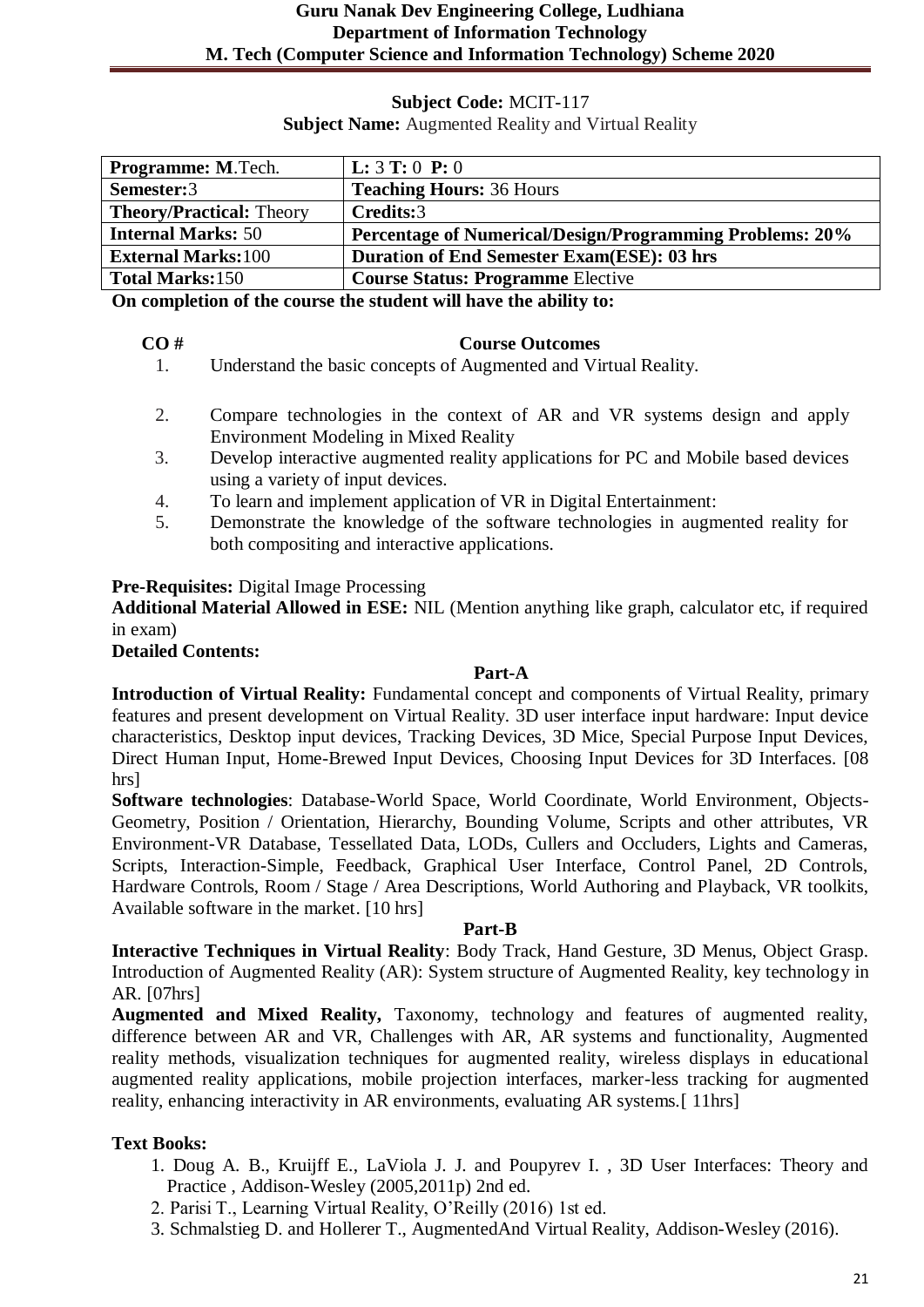**Subject Code:** MCIT-117

**Subject Name:** Augmented Reality and Virtual Reality

| **Programme: M**.Tech. | **L:** 3 **T:** 0 **P:** 0 |
|---|---|
| **Semester:**3 | **Teaching Hours:** 36 Hours |
| **Theory/Practical:** Theory | **Credits:**3 |
| **Internal Marks:** 50 | **Percentage of Numerical/Design/Programming Problems: 20%** |
| **External Marks:**100 | **Duration of End Semester Exam(ESE): 03 hrs** |
| **Total Marks:**150 | **Course Status: Programme** Elective |

**On completion of the course the student will have the ability to:**

| CO # | Course Outcomes |
|---|---|
| 1. | Understand the basic concepts of Augmented and Virtual Reality. |
| 2. | Compare technologies in the context of AR and VR systems design and apply Environment Modeling in Mixed Reality |
| 3. | Develop interactive augmented reality applications for PC and Mobile based devices using a variety of input devices. |
| 4. | To learn and implement application of VR in Digital Entertainment: |
| 5. | Demonstrate the knowledge of the software technologies in augmented reality for both compositing and interactive applications. |

**Pre-Requisites:** Digital Image Processing

**Additional Material Allowed in ESE:** NIL (Mention anything like graph, calculator etc, if required in exam)

**Detailed Contents:**

**Part-A**

**Introduction of Virtual Reality:** Fundamental concept and components of Virtual Reality, primary features and present development on Virtual Reality. 3D user interface input hardware: Input device characteristics, Desktop input devices, Tracking Devices, 3D Mice, Special Purpose Input Devices, Direct Human Input, Home-Brewed Input Devices, Choosing Input Devices for 3D Interfaces. [08 hrs]

**Software technologies**: Database-World Space, World Coordinate, World Environment, Objects-Geometry, Position / Orientation, Hierarchy, Bounding Volume, Scripts and other attributes, VR Environment-VR Database, Tessellated Data, LODs, Cullers and Occluders, Lights and Cameras, Scripts, Interaction-Simple, Feedback, Graphical User Interface, Control Panel, 2D Controls, Hardware Controls, Room / Stage / Area Descriptions, World Authoring and Playback, VR toolkits, Available software in the market. [10 hrs]

**Part-B**

**Interactive Techniques in Virtual Reality**: Body Track, Hand Gesture, 3D Menus, Object Grasp. Introduction of Augmented Reality (AR): System structure of Augmented Reality, key technology in AR. [07hrs]

**Augmented and Mixed Reality,** Taxonomy, technology and features of augmented reality, difference between AR and VR, Challenges with AR, AR systems and functionality, Augmented reality methods, visualization techniques for augmented reality, wireless displays in educational augmented reality applications, mobile projection interfaces, marker-less tracking for augmented reality, enhancing interactivity in AR environments, evaluating AR systems.[ 11hrs]

**Text Books:**

1. Doug A. B., Kruijff E., LaViola J. J. and Poupyrev I. , 3D User Interfaces: Theory and Practice , Addison-Wesley (2005,2011p) 2nd ed.
2. Parisi T., Learning Virtual Reality, O'Reilly (2016) 1st ed.
3. Schmalstieg D. and Hollerer T., AugmentedAnd Virtual Reality, Addison-Wesley (2016).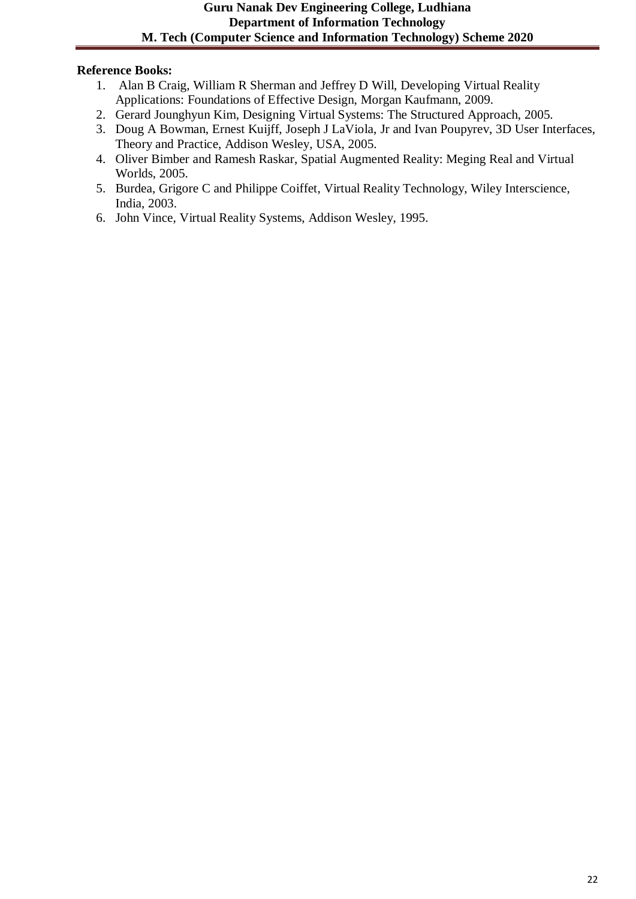**Reference Books:**

1. Alan B Craig, William R Sherman and Jeffrey D Will, Developing Virtual Reality Applications: Foundations of Effective Design, Morgan Kaufmann, 2009.
2. Gerard Jounghyun Kim, Designing Virtual Systems: The Structured Approach, 2005.
3. Doug A Bowman, Ernest Kuijff, Joseph J LaViola, Jr and Ivan Poupyrev, 3D User Interfaces, Theory and Practice, Addison Wesley, USA, 2005.
4. Oliver Bimber and Ramesh Raskar, Spatial Augmented Reality: Meging Real and Virtual Worlds, 2005.
5. Burdea, Grigore C and Philippe Coiffet, Virtual Reality Technology, Wiley Interscience, India, 2003.
6. John Vince, Virtual Reality Systems, Addison Wesley, 1995.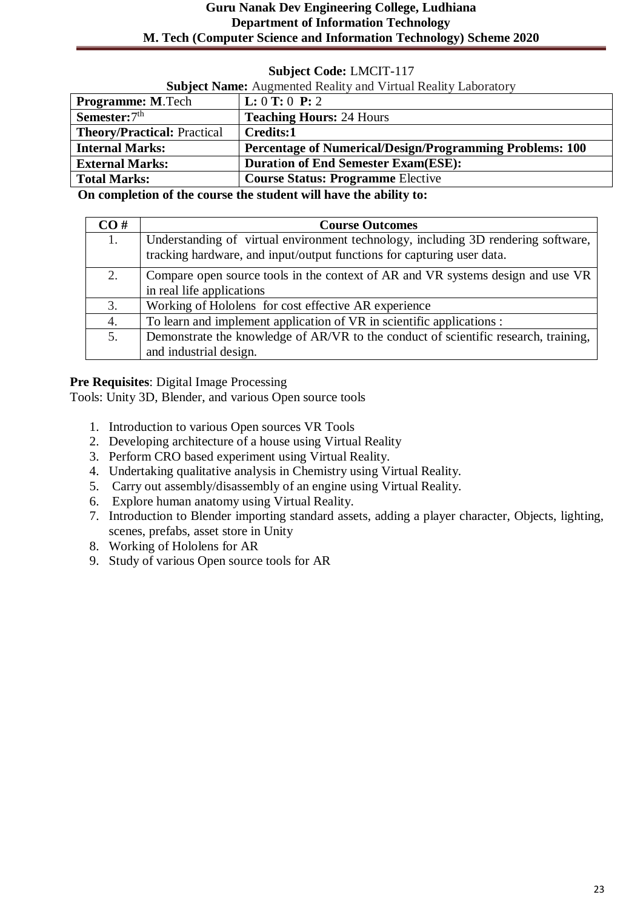**Subject Code:** LMCIT-117

**Subject Name:** Augmented Reality and Virtual Reality Laboratory

| **Programme: M**.Tech | **L:** 0 **T:** 0 **P:** 2 |
|---|---|
| **Semester:** 7th | **Teaching Hours:** 24 Hours |
| **Theory/Practical:** Practical | **Credits:1** |
| **Internal Marks:** | **Percentage of Numerical/Design/Programming Problems: 100** |
| **External Marks:** | **Duration of End Semester Exam(ESE):** |
| **Total Marks:** | **Course Status: Programme** Elective |

**On completion of the course the student will have the ability to:**

| CO # | Course Outcomes |
|---|---|
| 1. | Understanding of virtual environment technology, including 3D rendering software, tracking hardware, and input/output functions for capturing user data. |
| 2. | Compare open source tools in the context of AR and VR systems design and use VR in real life applications |
| 3. | Working of Hololens for cost effective AR experience |
| 4. | To learn and implement application of VR in scientific applications : |
| 5. | Demonstrate the knowledge of AR/VR to the conduct of scientific research, training, and industrial design. |

**Pre Requisites**: Digital Image Processing

Tools: Unity 3D, Blender, and various Open source tools

1. Introduction to various Open sources VR Tools
2. Developing architecture of a house using Virtual Reality
3. Perform CRO based experiment using Virtual Reality.
4. Undertaking qualitative analysis in Chemistry using Virtual Reality.
5. Carry out assembly/disassembly of an engine using Virtual Reality.
6. Explore human anatomy using Virtual Reality.
7. Introduction to Blender importing standard assets, adding a player character, Objects, lighting, scenes, prefabs, asset store in Unity
8. Working of Hololens for AR
9. Study of various Open source tools for AR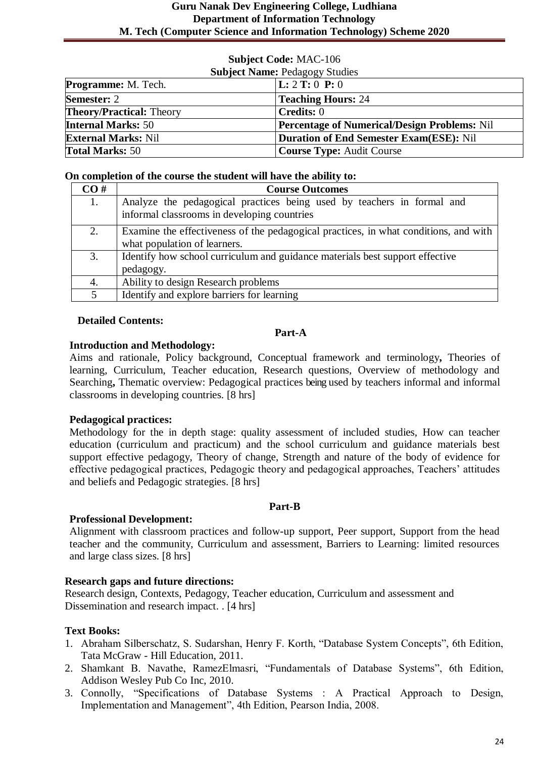**Subject Code:** MAC-106
**Subject Name:** Pedagogy Studies

| | |
|---|---|
| **Programme:** M. Tech. | **L:** 2 **T:** 0 **P:** 0 |
| **Semester:** 2 | **Teaching Hours:** 24 |
| **Theory/Practical:** Theory | **Credits:** 0 |
| **Internal Marks:** 50 | **Percentage of Numerical/Design Problems:** Nil |
| **External Marks:** Nil | **Duration of End Semester Exam(ESE):** Nil |
| **Total Marks:** 50 | **Course Type:** Audit Course |

**On completion of the course the student will have the ability to:**

| CO # | Course Outcomes |
|---|---|
| 1. | Analyze the pedagogical practices being used by teachers in formal and informal classrooms in developing countries |
| 2. | Examine the effectiveness of the pedagogical practices, in what conditions, and with what population of learners. |
| 3. | Identify how school curriculum and guidance materials best support effective pedagogy. |
| 4. | Ability to design Research problems |
| 5 | Identify and explore barriers for learning |

**Detailed Contents:**

**Part-A**

**Introduction and Methodology:**
Aims and rationale, Policy background, Conceptual framework and terminology**,** Theories of learning, Curriculum, Teacher education, Research questions, Overview of methodology and Searching**,** Thematic overview: Pedagogical practices being used by teachers informal and informal classrooms in developing countries. [8 hrs]

**Pedagogical practices:**
Methodology for the in depth stage: quality assessment of included studies, How can teacher education (curriculum and practicum) and the school curriculum and guidance materials best support effective pedagogy, Theory of change, Strength and nature of the body of evidence for effective pedagogical practices, Pedagogic theory and pedagogical approaches, Teachers' attitudes and beliefs and Pedagogic strategies. [8 hrs]

**Part-B**

**Professional Development:**
Alignment with classroom practices and follow-up support, Peer support, Support from the head teacher and the community, Curriculum and assessment, Barriers to Learning: limited resources and large class sizes. [8 hrs]

**Research gaps and future directions:**
Research design, Contexts, Pedagogy, Teacher education, Curriculum and assessment and Dissemination and research impact. . [4 hrs]

**Text Books:**

1. Abraham Silberschatz, S. Sudarshan, Henry F. Korth, "Database System Concepts", 6th Edition, Tata McGraw - Hill Education, 2011.
2. Shamkant B. Navathe, RamezElmasri, "Fundamentals of Database Systems", 6th Edition, Addison Wesley Pub Co Inc, 2010.
3. Connolly, "Specifications of Database Systems : A Practical Approach to Design, Implementation and Management", 4th Edition, Pearson India, 2008.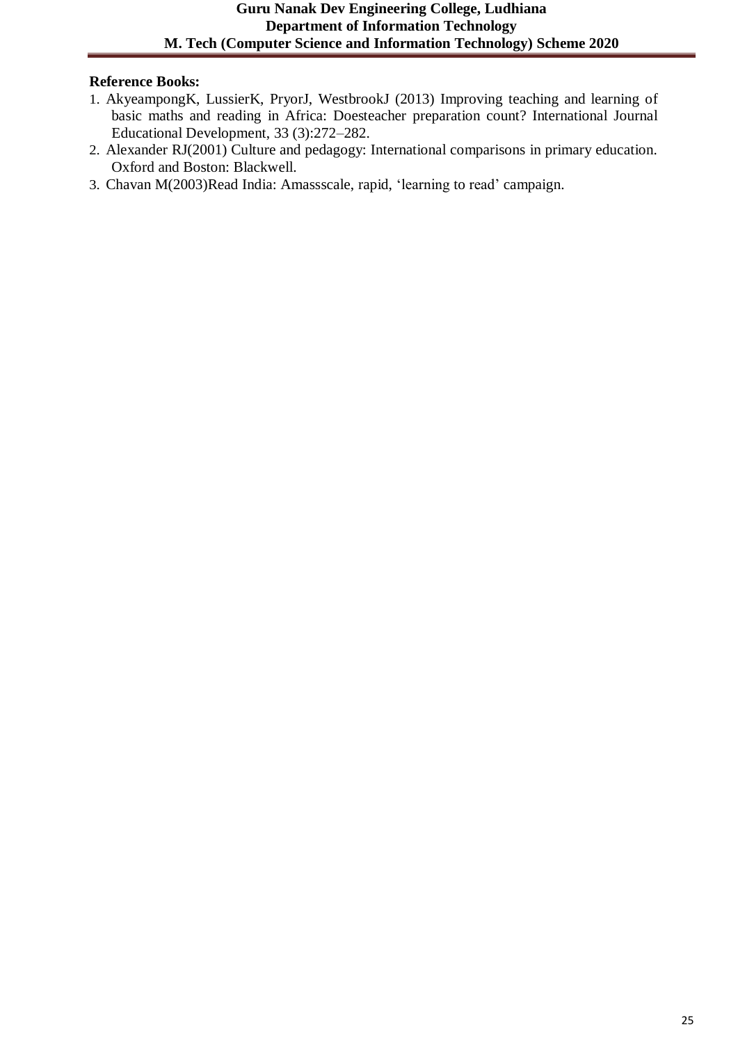**Reference Books:**

1. AkyeampongK, LussierK, PryorJ, WestbrookJ (2013) Improving teaching and learning of basic maths and reading in Africa: Doesteacher preparation count? International Journal Educational Development, 33 (3):272–282.
2. Alexander RJ(2001) Culture and pedagogy: International comparisons in primary education. Oxford and Boston: Blackwell.
3. Chavan M(2003)Read India: Amassscale, rapid, 'learning to read' campaign.